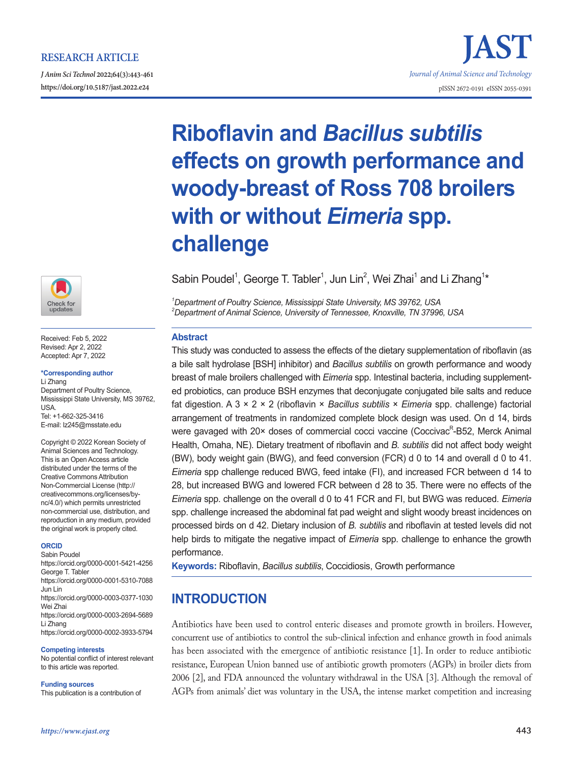RESEARCH ARTICLE

# Riboflavin and *Bacillus subtilis* effects on growth performance and woody-breast of Ross 708 broilers with or without *Eimeria* spp. challenge

Sabin Poudel[1], George T. Tabler[1], Jun Lin[2], Wei Zhai[1] and Li Zhang[1]*

[1]*Department of Poultry Science, Mississippi State University, MS 39762, USA*
[2]*Department of Animal Science, University of Tennessee, Knoxville, TN 37996, USA*

Received: Feb 5, 2022
Revised: Apr 2, 2022
Accepted: Apr 7, 2022

**\*Corresponding author**
Li Zhang
Department of Poultry Science, Mississippi State University, MS 39762, USA.
Tel: +1-662-325-3416
E-mail: lz245@msstate.edu

Copyright © 2022 Korean Society of Animal Sciences and Technology. This is an Open Access article distributed under the terms of the Creative Commons Attribution Non-Commercial License (http://creativecommons.org/licenses/by-nc/4.0/) which permits unrestricted non-commercial use, distribution, and reproduction in any medium, provided the original work is properly cited.

**ORCID**
Sabin Poudel
https://orcid.org/0000-0001-5421-4256
George T. Tabler
https://orcid.org/0000-0001-5310-7088
Jun Lin
https://orcid.org/0000-0003-0377-1030
Wei Zhai
https://orcid.org/0000-0003-2694-5689
Li Zhang
https://orcid.org/0000-0002-3933-5794

**Competing interests**
No potential conflict of interest relevant to this article was reported.

**Funding sources**
This publication is a contribution of

## Abstract

This study was conducted to assess the effects of the dietary supplementation of riboflavin (as a bile salt hydrolase [BSH] inhibitor) and *Bacillus subtilis* on growth performance and woody breast of male broilers challenged with *Eimeria* spp. Intestinal bacteria, including supplemented probiotics, can produce BSH enzymes that deconjugate conjugated bile salts and reduce fat digestion. A 3 × 2 × 2 (riboflavin × *Bacillus subtilis* × *Eimeria* spp. challenge) factorial arrangement of treatments in randomized complete block design was used. On d 14, birds were gavaged with 20× doses of commercial cocci vaccine (Coccivac[R]-B52, Merck Animal Health, Omaha, NE). Dietary treatment of riboflavin and *B. subtilis* did not affect body weight (BW), body weight gain (BWG), and feed conversion (FCR) d 0 to 14 and overall d 0 to 41. *Eimeria* spp challenge reduced BWG, feed intake (FI), and increased FCR between d 14 to 28, but increased BWG and lowered FCR between d 28 to 35. There were no effects of the *Eimeria* spp. challenge on the overall d 0 to 41 FCR and FI, but BWG was reduced. *Eimeria* spp. challenge increased the abdominal fat pad weight and slight woody breast incidences on processed birds on d 42. Dietary inclusion of *B. subtilis* and riboflavin at tested levels did not help birds to mitigate the negative impact of *Eimeria* spp. challenge to enhance the growth performance.

**Keywords:** Riboflavin, *Bacillus subtilis*, Coccidiosis, Growth performance

## INTRODUCTION

Antibiotics have been used to control enteric diseases and promote growth in broilers. However, concurrent use of antibiotics to control the sub-clinical infection and enhance growth in food animals has been associated with the emergence of antibiotic resistance [1]. In order to reduce antibiotic resistance, European Union banned use of antibiotic growth promoters (AGPs) in broiler diets from 2006 [2], and FDA announced the voluntary withdrawal in the USA [3]. Although the removal of AGPs from animals' diet was voluntary in the USA, the intense market competition and increasing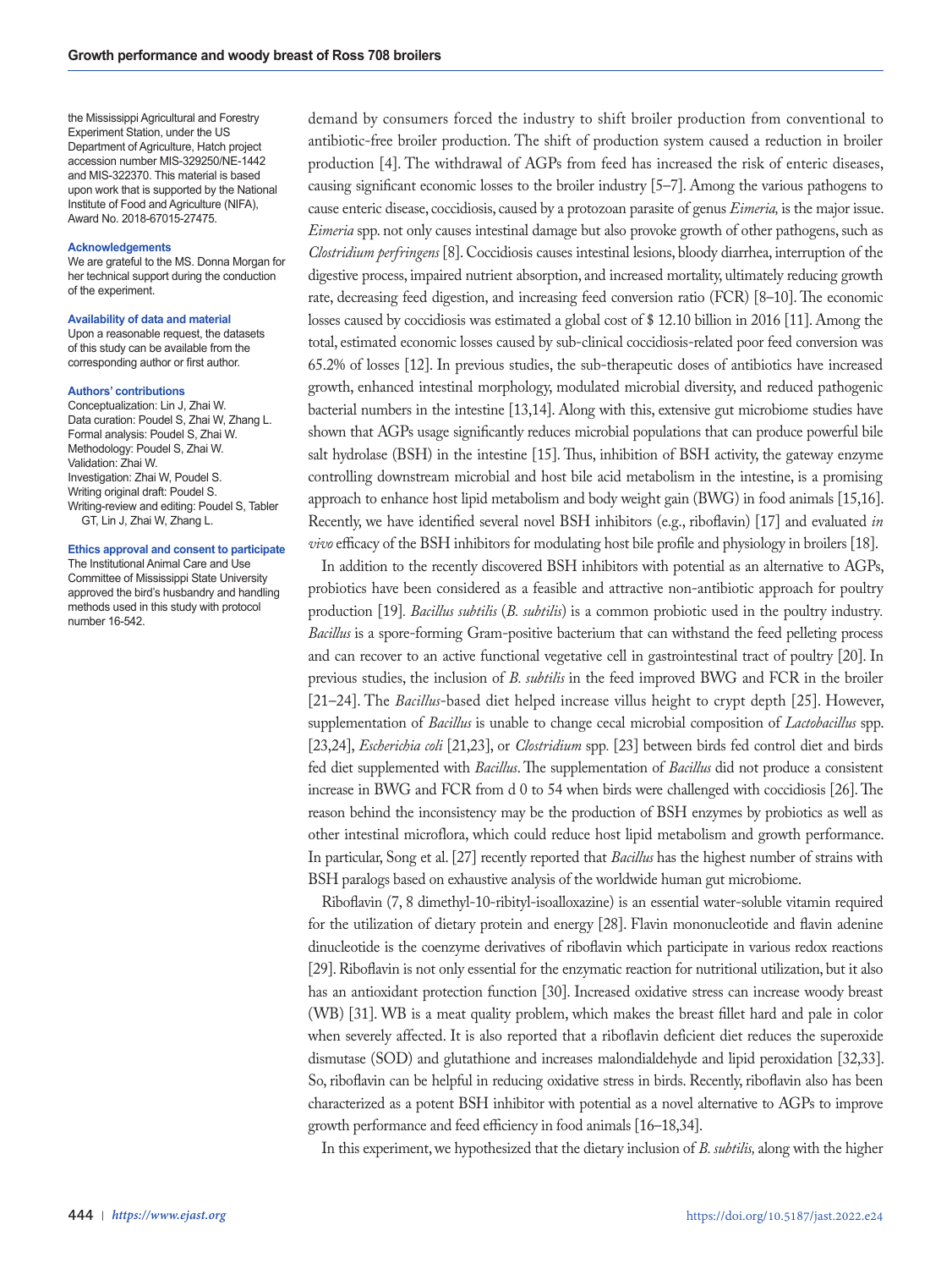the Mississippi Agricultural and Forestry Experiment Station, under the US Department of Agriculture, Hatch project accession number MIS-329250/NE-1442 and MIS-322370. This material is based upon work that is supported by the National Institute of Food and Agriculture (NIFA), Award No. 2018-67015-27475.

**Acknowledgements**
We are grateful to the MS. Donna Morgan for her technical support during the conduction of the experiment.

**Availability of data and material**
Upon a reasonable request, the datasets of this study can be available from the corresponding author or first author.

**Authors' contributions**
Conceptualization: Lin J, Zhai W.
Data curation: Poudel S, Zhai W, Zhang L.
Formal analysis: Poudel S, Zhai W.
Methodology: Poudel S, Zhai W.
Validation: Zhai W.
Investigation: Zhai W, Poudel S.
Writing original draft: Poudel S.
Writing-review and editing: Poudel S, Tabler GT, Lin J, Zhai W, Zhang L.

**Ethics approval and consent to participate**
The Institutional Animal Care and Use Committee of Mississippi State University approved the bird's husbandry and handling methods used in this study with protocol number 16-542.

demand by consumers forced the industry to shift broiler production from conventional to antibiotic-free broiler production. The shift of production system caused a reduction in broiler production [4]. The withdrawal of AGPs from feed has increased the risk of enteric diseases, causing significant economic losses to the broiler industry [5–7]. Among the various pathogens to cause enteric disease, coccidiosis, caused by a protozoan parasite of genus *Eimeria,* is the major issue. *Eimeria* spp. not only causes intestinal damage but also provoke growth of other pathogens, such as *Clostridium perfringens* [8]. Coccidiosis causes intestinal lesions, bloody diarrhea, interruption of the digestive process, impaired nutrient absorption, and increased mortality, ultimately reducing growth rate, decreasing feed digestion, and increasing feed conversion ratio (FCR) [8–10]. The economic losses caused by coccidiosis was estimated a global cost of $ 12.10 billion in 2016 [11]. Among the total, estimated economic losses caused by sub-clinical coccidiosis-related poor feed conversion was 65.2% of losses [12]. In previous studies, the sub-therapeutic doses of antibiotics have increased growth, enhanced intestinal morphology, modulated microbial diversity, and reduced pathogenic bacterial numbers in the intestine [13,14]. Along with this, extensive gut microbiome studies have shown that AGPs usage significantly reduces microbial populations that can produce powerful bile salt hydrolase (BSH) in the intestine [15]. Thus, inhibition of BSH activity, the gateway enzyme controlling downstream microbial and host bile acid metabolism in the intestine, is a promising approach to enhance host lipid metabolism and body weight gain (BWG) in food animals [15,16]. Recently, we have identified several novel BSH inhibitors (e.g., riboflavin) [17] and evaluated *in vivo* efficacy of the BSH inhibitors for modulating host bile profile and physiology in broilers [18].

In addition to the recently discovered BSH inhibitors with potential as an alternative to AGPs, probiotics have been considered as a feasible and attractive non-antibiotic approach for poultry production [19]. *Bacillus subtilis* (*B. subtilis*) is a common probiotic used in the poultry industry. *Bacillus* is a spore-forming Gram-positive bacterium that can withstand the feed pelleting process and can recover to an active functional vegetative cell in gastrointestinal tract of poultry [20]. In previous studies, the inclusion of *B. subtilis* in the feed improved BWG and FCR in the broiler [21–24]. The *Bacillus*-based diet helped increase villus height to crypt depth [25]. However, supplementation of *Bacillus* is unable to change cecal microbial composition of *Lactobacillus* spp. [23,24], *Escherichia coli* [21,23], or *Clostridium* spp. [23] between birds fed control diet and birds fed diet supplemented with *Bacillus*. The supplementation of *Bacillus* did not produce a consistent increase in BWG and FCR from d 0 to 54 when birds were challenged with coccidiosis [26]. The reason behind the inconsistency may be the production of BSH enzymes by probiotics as well as other intestinal microflora, which could reduce host lipid metabolism and growth performance. In particular, Song et al. [27] recently reported that *Bacillus* has the highest number of strains with BSH paralogs based on exhaustive analysis of the worldwide human gut microbiome.

Riboflavin (7, 8 dimethyl-10-ribityl-isoalloxazine) is an essential water-soluble vitamin required for the utilization of dietary protein and energy [28]. Flavin mononucleotide and flavin adenine dinucleotide is the coenzyme derivatives of riboflavin which participate in various redox reactions [29]. Riboflavin is not only essential for the enzymatic reaction for nutritional utilization, but it also has an antioxidant protection function [30]. Increased oxidative stress can increase woody breast (WB) [31]. WB is a meat quality problem, which makes the breast fillet hard and pale in color when severely affected. It is also reported that a riboflavin deficient diet reduces the superoxide dismutase (SOD) and glutathione and increases malondialdehyde and lipid peroxidation [32,33]. So, riboflavin can be helpful in reducing oxidative stress in birds. Recently, riboflavin also has been characterized as a potent BSH inhibitor with potential as a novel alternative to AGPs to improve growth performance and feed efficiency in food animals [16–18,34].

In this experiment, we hypothesized that the dietary inclusion of *B. subtilis,* along with the higher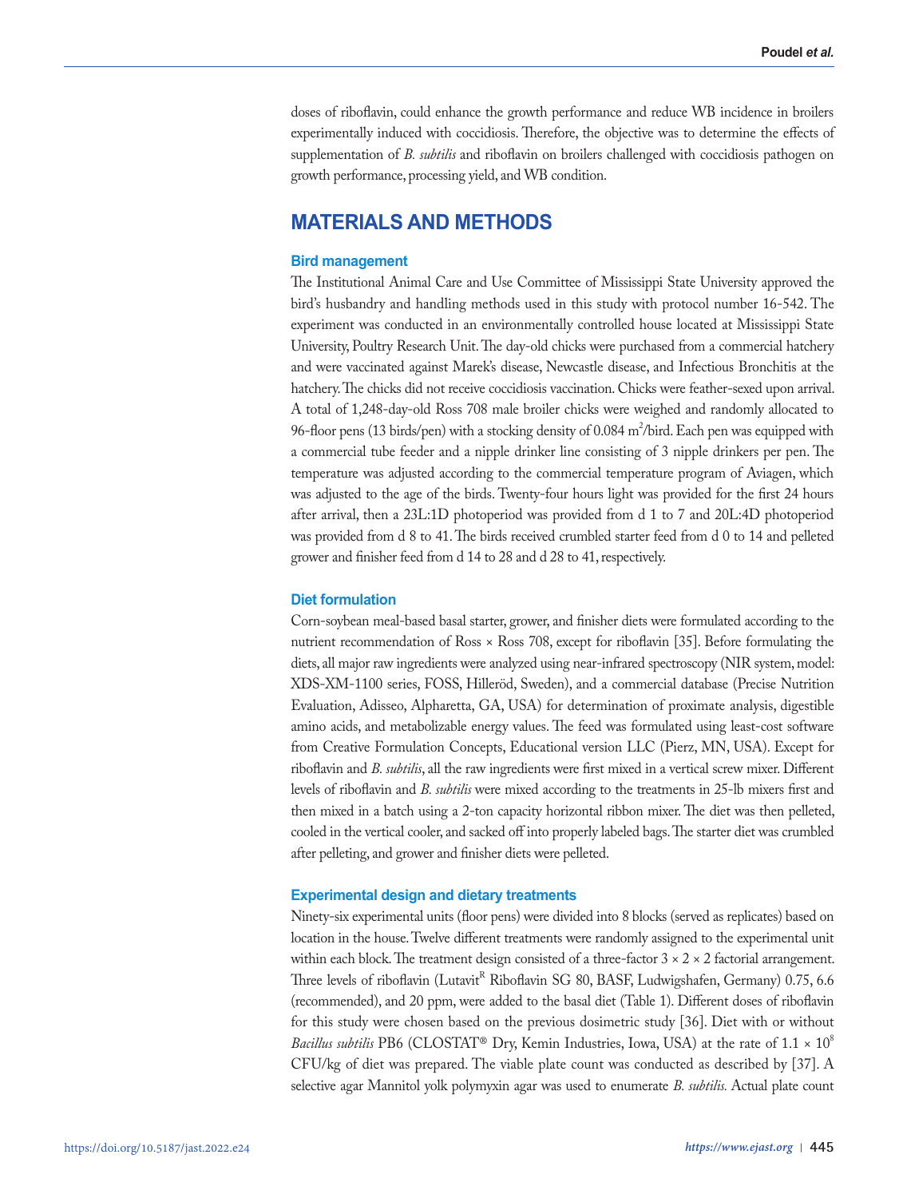doses of riboflavin, could enhance the growth performance and reduce WB incidence in broilers experimentally induced with coccidiosis. Therefore, the objective was to determine the effects of supplementation of *B. subtilis* and riboflavin on broilers challenged with coccidiosis pathogen on growth performance, processing yield, and WB condition.

## MATERIALS AND METHODS

### Bird management

The Institutional Animal Care and Use Committee of Mississippi State University approved the bird's husbandry and handling methods used in this study with protocol number 16-542. The experiment was conducted in an environmentally controlled house located at Mississippi State University, Poultry Research Unit. The day-old chicks were purchased from a commercial hatchery and were vaccinated against Marek's disease, Newcastle disease, and Infectious Bronchitis at the hatchery. The chicks did not receive coccidiosis vaccination. Chicks were feather-sexed upon arrival. A total of 1,248-day-old Ross 708 male broiler chicks were weighed and randomly allocated to 96-floor pens (13 birds/pen) with a stocking density of 0.084 $m^2$/bird. Each pen was equipped with a commercial tube feeder and a nipple drinker line consisting of 3 nipple drinkers per pen. The temperature was adjusted according to the commercial temperature program of Aviagen, which was adjusted to the age of the birds. Twenty-four hours light was provided for the first 24 hours after arrival, then a 23L:1D photoperiod was provided from d 1 to 7 and 20L:4D photoperiod was provided from d 8 to 41. The birds received crumbled starter feed from d 0 to 14 and pelleted grower and finisher feed from d 14 to 28 and d 28 to 41, respectively.

### Diet formulation

Corn-soybean meal-based basal starter, grower, and finisher diets were formulated according to the nutrient recommendation of Ross × Ross 708, except for riboflavin [35]. Before formulating the diets, all major raw ingredients were analyzed using near-infrared spectroscopy (NIR system, model: XDS-XM-1100 series, FOSS, Hilleröd, Sweden), and a commercial database (Precise Nutrition Evaluation, Adisseo, Alpharetta, GA, USA) for determination of proximate analysis, digestible amino acids, and metabolizable energy values. The feed was formulated using least-cost software from Creative Formulation Concepts, Educational version LLC (Pierz, MN, USA). Except for riboflavin and *B. subtilis*, all the raw ingredients were first mixed in a vertical screw mixer. Different levels of riboflavin and *B. subtilis* were mixed according to the treatments in 25-lb mixers first and then mixed in a batch using a 2-ton capacity horizontal ribbon mixer. The diet was then pelleted, cooled in the vertical cooler, and sacked off into properly labeled bags. The starter diet was crumbled after pelleting, and grower and finisher diets were pelleted.

### Experimental design and dietary treatments

Ninety-six experimental units (floor pens) were divided into 8 blocks (served as replicates) based on location in the house. Twelve different treatments were randomly assigned to the experimental unit within each block. The treatment design consisted of a three-factor 3 × 2 × 2 factorial arrangement. Three levels of riboflavin (Lutavit[R] Riboflavin SG 80, BASF, Ludwigshafen, Germany) 0.75, 6.6 (recommended), and 20 ppm, were added to the basal diet (Table 1). Different doses of riboflavin for this study were chosen based on the previous dosimetric study [36]. Diet with or without *Bacillus subtilis* PB6 (CLOSTAT® Dry, Kemin Industries, Iowa, USA) at the rate of $1.1 \times 10^8$ CFU/kg of diet was prepared. The viable plate count was conducted as described by [37]. A selective agar Mannitol yolk polymyxin agar was used to enumerate *B. subtilis.* Actual plate count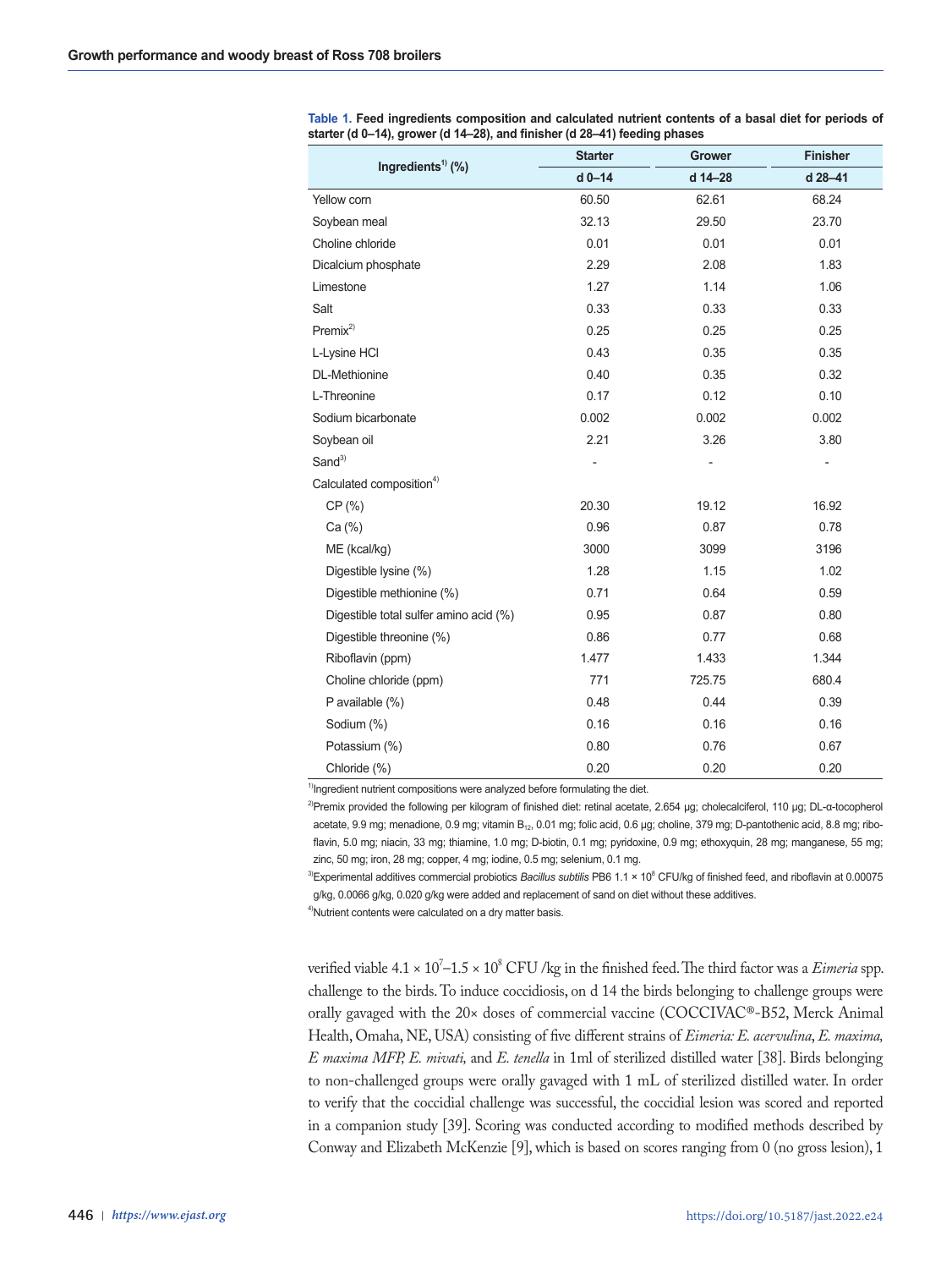**Table 1.** Feed ingredients composition and calculated nutrient contents of a basal diet for periods of starter (d 0–14), grower (d 14–28), and finisher (d 28–41) feeding phases

| Ingredients[1)] (%) | Starter | Grower | Finisher |
|---|---|---|---|
| | d 0–14 | d 14–28 | d 28–41 |
| Yellow corn | 60.50 | 62.61 | 68.24 |
| Soybean meal | 32.13 | 29.50 | 23.70 |
| Choline chloride | 0.01 | 0.01 | 0.01 |
| Dicalcium phosphate | 2.29 | 2.08 | 1.83 |
| Limestone | 1.27 | 1.14 | 1.06 |
| Salt | 0.33 | 0.33 | 0.33 |
| Premix[2)] | 0.25 | 0.25 | 0.25 |
| L-Lysine HCl | 0.43 | 0.35 | 0.35 |
| DL-Methionine | 0.40 | 0.35 | 0.32 |
| L-Threonine | 0.17 | 0.12 | 0.10 |
| Sodium bicarbonate | 0.002 | 0.002 | 0.002 |
| Soybean oil | 2.21 | 3.26 | 3.80 |
| Sand[3)] | - | - | - |
| Calculated composition[4)] | | | |
| CP (%) | 20.30 | 19.12 | 16.92 |
| Ca (%) | 0.96 | 0.87 | 0.78 |
| ME (kcal/kg) | 3000 | 3099 | 3196 |
| Digestible lysine (%) | 1.28 | 1.15 | 1.02 |
| Digestible methionine (%) | 0.71 | 0.64 | 0.59 |
| Digestible total sulfer amino acid (%) | 0.95 | 0.87 | 0.80 |
| Digestible threonine (%) | 0.86 | 0.77 | 0.68 |
| Riboflavin (ppm) | 1.477 | 1.433 | 1.344 |
| Choline chloride (ppm) | 771 | 725.75 | 680.4 |
| P available (%) | 0.48 | 0.44 | 0.39 |
| Sodium (%) | 0.16 | 0.16 | 0.16 |
| Potassium (%) | 0.80 | 0.76 | 0.67 |
| Chloride (%) | 0.20 | 0.20 | 0.20 |

[1)]Ingredient nutrient compositions were analyzed before formulating the diet.

[2)]Premix provided the following per kilogram of finished diet: retinal acetate, 2.654 μg; cholecalciferol, 110 μg; DL-α-tocopherol acetate, 9.9 mg; menadione, 0.9 mg; vitamin $B_{12}$, 0.01 mg; folic acid, 0.6 μg; choline, 379 mg; D-pantothenic acid, 8.8 mg; riboflavin, 5.0 mg; niacin, 33 mg; thiamine, 1.0 mg; D-biotin, 0.1 mg; pyridoxine, 0.9 mg; ethoxyquin, 28 mg; manganese, 55 mg; zinc, 50 mg; iron, 28 mg; copper, 4 mg; iodine, 0.5 mg; selenium, 0.1 mg.

[3)]Experimental additives commercial probiotics *Bacillus subtilis* PB6 $1.1 \times 10^8$ CFU/kg of finished feed, and riboflavin at 0.00075 g/kg, 0.0066 g/kg, 0.020 g/kg were added and replacement of sand on diet without these additives.

[4)]Nutrient contents were calculated on a dry matter basis.

verified viable $4.1 \times 10^7$–$1.5 \times 10^8$ CFU /kg in the finished feed. The third factor was a *Eimeria* spp. challenge to the birds. To induce coccidiosis, on d 14 the birds belonging to challenge groups were orally gavaged with the 20× doses of commercial vaccine (COCCIVAC®-B52, Merck Animal Health, Omaha, NE, USA) consisting of five different strains of *Eimeria: E. acervulina*, *E. maxima, E maxima MFP, E. mivati,* and *E. tenella* in 1ml of sterilized distilled water [38]. Birds belonging to non-challenged groups were orally gavaged with 1 mL of sterilized distilled water. In order to verify that the coccidial challenge was successful, the coccidial lesion was scored and reported in a companion study [39]. Scoring was conducted according to modified methods described by Conway and Elizabeth McKenzie [9], which is based on scores ranging from 0 (no gross lesion), 1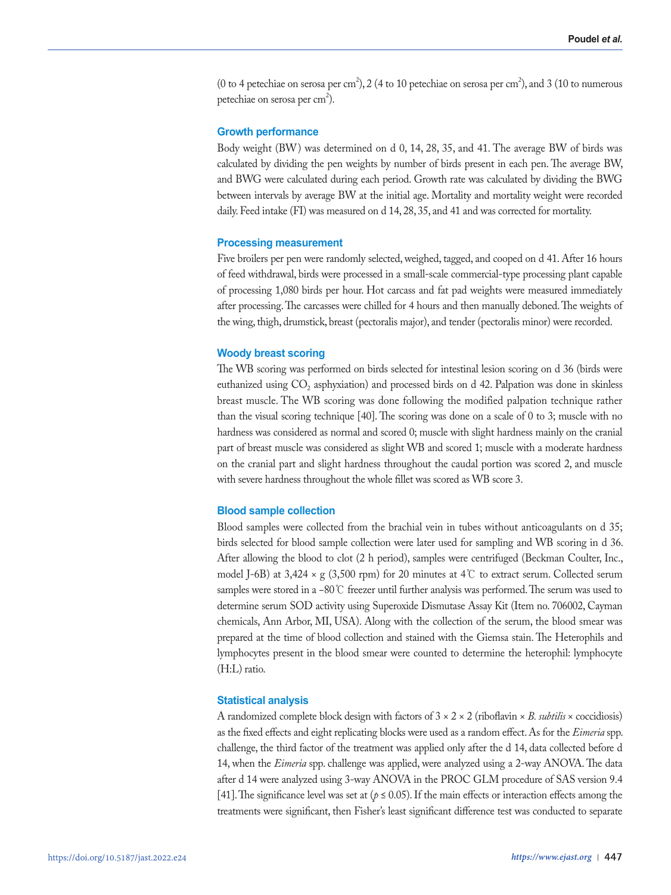(0 to 4 petechiae on serosa per $cm^2$), 2 (4 to 10 petechiae on serosa per $cm^2$), and 3 (10 to numerous petechiae on serosa per $cm^2$).

### Growth performance

Body weight (BW) was determined on d 0, 14, 28, 35, and 41. The average BW of birds was calculated by dividing the pen weights by number of birds present in each pen. The average BW, and BWG were calculated during each period. Growth rate was calculated by dividing the BWG between intervals by average BW at the initial age. Mortality and mortality weight were recorded daily. Feed intake (FI) was measured on d 14, 28, 35, and 41 and was corrected for mortality.

### Processing measurement

Five broilers per pen were randomly selected, weighed, tagged, and cooped on d 41. After 16 hours of feed withdrawal, birds were processed in a small-scale commercial-type processing plant capable of processing 1,080 birds per hour. Hot carcass and fat pad weights were measured immediately after processing. The carcasses were chilled for 4 hours and then manually deboned. The weights of the wing, thigh, drumstick, breast (pectoralis major), and tender (pectoralis minor) were recorded.

### Woody breast scoring

The WB scoring was performed on birds selected for intestinal lesion scoring on d 36 (birds were euthanized using $CO_2$ asphyxiation) and processed birds on d 42. Palpation was done in skinless breast muscle. The WB scoring was done following the modified palpation technique rather than the visual scoring technique [40]. The scoring was done on a scale of 0 to 3; muscle with no hardness was considered as normal and scored 0; muscle with slight hardness mainly on the cranial part of breast muscle was considered as slight WB and scored 1; muscle with a moderate hardness on the cranial part and slight hardness throughout the caudal portion was scored 2, and muscle with severe hardness throughout the whole fillet was scored as WB score 3.

### Blood sample collection

Blood samples were collected from the brachial vein in tubes without anticoagulants on d 35; birds selected for blood sample collection were later used for sampling and WB scoring in d 36. After allowing the blood to clot (2 h period), samples were centrifuged (Beckman Coulter, Inc., model J-6B) at 3,424 × g (3,500 rpm) for 20 minutes at 4℃ to extract serum. Collected serum samples were stored in a −80℃ freezer until further analysis was performed. The serum was used to determine serum SOD activity using Superoxide Dismutase Assay Kit (Item no. 706002, Cayman chemicals, Ann Arbor, MI, USA). Along with the collection of the serum, the blood smear was prepared at the time of blood collection and stained with the Giemsa stain. The Heterophils and lymphocytes present in the blood smear were counted to determine the heterophil: lymphocyte (H:L) ratio.

### Statistical analysis

A randomized complete block design with factors of 3 × 2 × 2 (riboflavin × *B. subtilis* × coccidiosis) as the fixed effects and eight replicating blocks were used as a random effect. As for the *Eimeria* spp. challenge, the third factor of the treatment was applied only after the d 14, data collected before d 14, when the *Eimeria* spp. challenge was applied, were analyzed using a 2-way ANOVA. The data after d 14 were analyzed using 3-way ANOVA in the PROC GLM procedure of SAS version 9.4 [41]. The significance level was set at ($p \leq 0.05$). If the main effects or interaction effects among the treatments were significant, then Fisher's least significant difference test was conducted to separate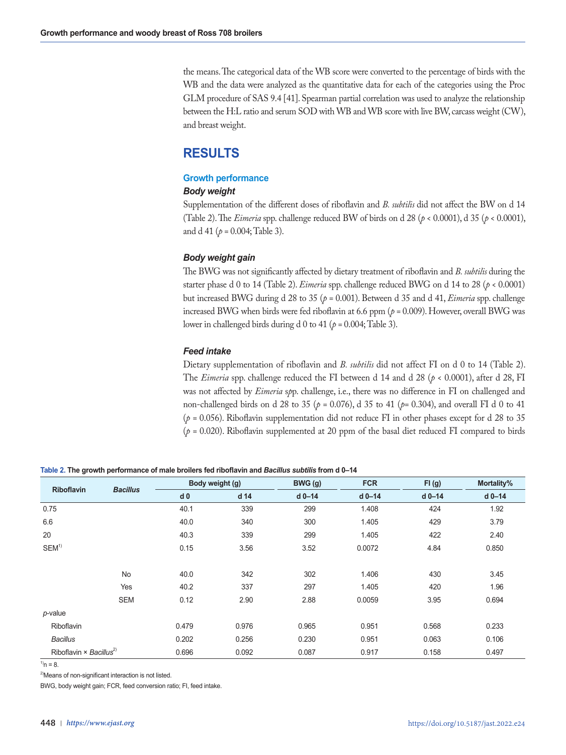the means. The categorical data of the WB score were converted to the percentage of birds with the WB and the data were analyzed as the quantitative data for each of the categories using the Proc GLM procedure of SAS 9.4 [41]. Spearman partial correlation was used to analyze the relationship between the H:L ratio and serum SOD with WB and WB score with live BW, carcass weight (CW), and breast weight.

# RESULTS

## Growth performance

### Body weight

Supplementation of the different doses of riboflavin and *B. subtilis* did not affect the BW on d 14 (Table 2). The *Eimeria* spp. challenge reduced BW of birds on d 28 ($p$ < 0.0001), d 35 ($p$ < 0.0001), and d 41 ($p$ = 0.004; Table 3).

### Body weight gain

The BWG was not significantly affected by dietary treatment of riboflavin and *B. subtilis* during the starter phase d 0 to 14 (Table 2). *Eimeria* spp. challenge reduced BWG on d 14 to 28 ($p$ < 0.0001) but increased BWG during d 28 to 35 ($p$ = 0.001). Between d 35 and d 41, *Eimeria* spp. challenge increased BWG when birds were fed riboflavin at 6.6 ppm ($p$ = 0.009). However, overall BWG was lower in challenged birds during d 0 to 41 ($p$ = 0.004; Table 3).

### Feed intake

Dietary supplementation of riboflavin and *B. subtilis* did not affect FI on d 0 to 14 (Table 2). The *Eimeria* spp. challenge reduced the FI between d 14 and d 28 ($p$ < 0.0001), after d 28, FI was not affected by *Eimeria* spp. challenge, i.e., there was no difference in FI on challenged and non-challenged birds on d 28 to 35 ($p$ = 0.076), d 35 to 41 ($p$= 0.304), and overall FI d 0 to 41 ($p$ = 0.056). Riboflavin supplementation did not reduce FI in other phases except for d 28 to 35 ($p$ = 0.020). Riboflavin supplemented at 20 ppm of the basal diet reduced FI compared to birds

**Table 2. The growth performance of male broilers fed riboflavin and *Bacillus subtilis* from d 0–14**

| Riboflavin | *Bacillus* | Body weight (g) | | BWG (g) | FCR | FI (g) | Mortality% |
|---|---|---|---|---|---|---|---|
| | | d 0 | d 14 | d 0–14 | d 0–14 | d 0–14 | d 0–14 |
| 0.75 | | 40.1 | 339 | 299 | 1.408 | 424 | 1.92 |
| 6.6 | | 40.0 | 340 | 300 | 1.405 | 429 | 3.79 |
| 20 | | 40.3 | 339 | 299 | 1.405 | 422 | 2.40 |
| SEM[1] | | 0.15 | 3.56 | 3.52 | 0.0072 | 4.84 | 0.850 |
| | No | 40.0 | 342 | 302 | 1.406 | 430 | 3.45 |
| | Yes | 40.2 | 337 | 297 | 1.405 | 420 | 1.96 |
| | SEM | 0.12 | 2.90 | 2.88 | 0.0059 | 3.95 | 0.694 |
| *p*-value | | | | | | | |
| Riboflavin | | 0.479 | 0.976 | 0.965 | 0.951 | 0.568 | 0.233 |
| *Bacillus* | | 0.202 | 0.256 | 0.230 | 0.951 | 0.063 | 0.106 |
| Riboflavin × *Bacillus*[2] | | 0.696 | 0.092 | 0.087 | 0.917 | 0.158 | 0.497 |

[1]n = 8.

[2]Means of non-significant interaction is not listed.

BWG, body weight gain; FCR, feed conversion ratio; FI, feed intake.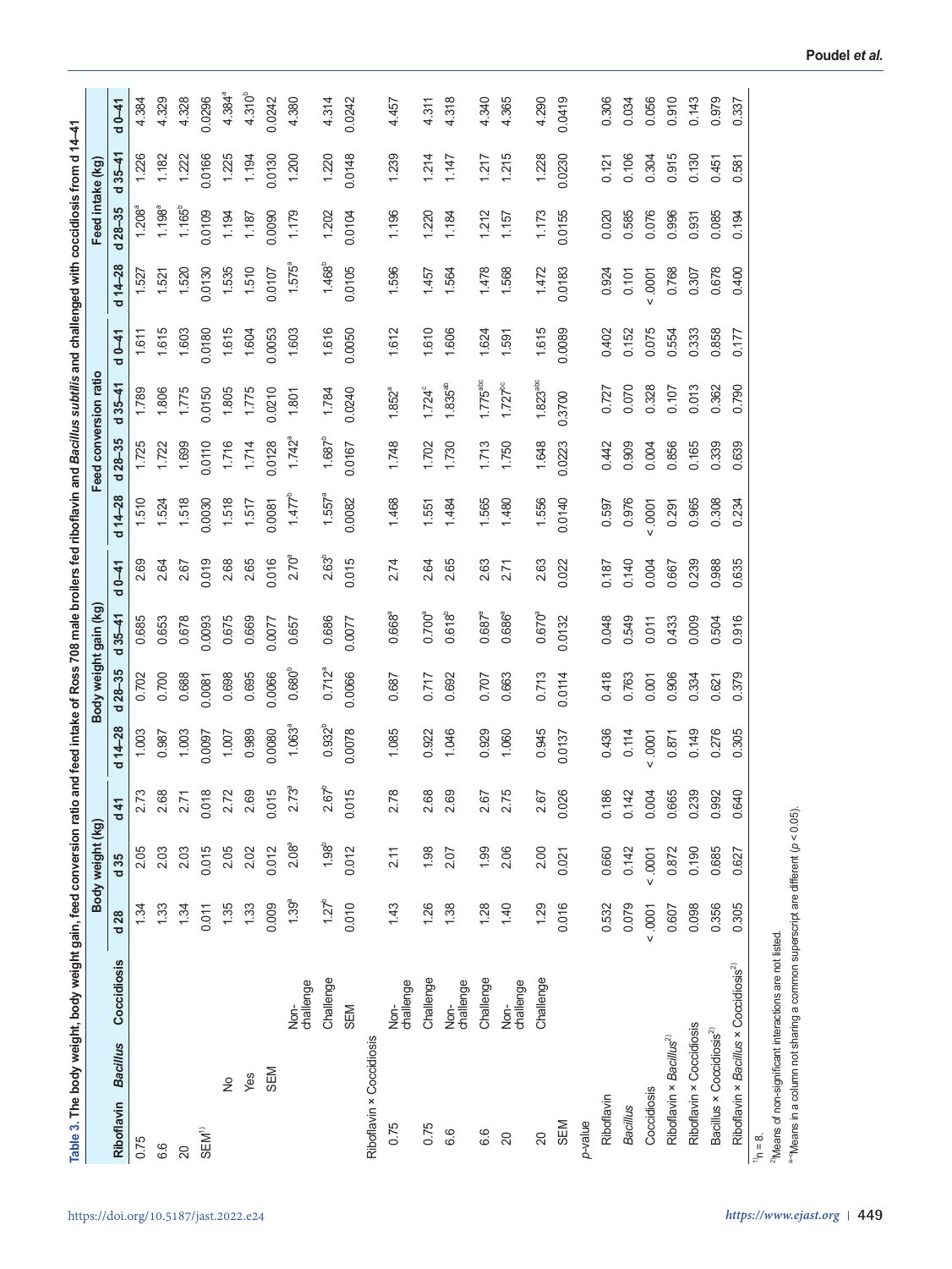**Table 3. The body weight, body weight gain, feed conversion ratio and feed intake of Ross 708 male broilers fed riboflavin and *Bacillus subtilis* and challenged with coccidiosis from d 14–41**

| Riboflavin | *Bacillus* | Coccidiosis | Body weight (kg) | | | Body weight gain (kg) | | | | Feed conversion ratio | | | | Feed intake (kg) | | | |
|---|---|---|---|---|---|---|---|---|---|---|---|---|---|---|---|---|---|
| | | | d 28 | d 35 | d 41 | d 14–28 | d 28–35 | d 35–41 | d 0–41 | d 14–28 | d 28–35 | d 35–41 | d 0–41 | d 14–28 | d 28–35 | d 35–41 | d 0–41 |
| 0.75 | | | 1.34 | 2.05 | 2.73 | 1.003 | 0.702 | 0.685 | 2.69 | 1.510 | 1.725 | 1.789 | 1.611 | 1.527 | 1.208[a] | 1.226 | 4.384 |
| 6.6 | | | 1.33 | 2.03 | 2.68 | 0.987 | 0.700 | 0.653 | 2.64 | 1.524 | 1.722 | 1.806 | 1.615 | 1.521 | 1.198[a] | 1.182 | 4.329 |
| 20 | | | 1.34 | 2.03 | 2.71 | 1.003 | 0.688 | 0.678 | 2.67 | 1.518 | 1.699 | 1.775 | 1.603 | 1.520 | 1.165[b] | 1.222 | 4.328 |
| SEM[1)] | | | 0.011 | 0.015 | 0.018 | 0.0097 | 0.0081 | 0.0093 | 0.019 | 0.0030 | 0.0110 | 0.0150 | 0.0180 | 0.0130 | 0.0109 | 0.0166 | 0.0296 |
| | No | | 1.35 | 2.05 | 2.72 | 1.007 | 0.698 | 0.675 | 2.68 | 1.518 | 1.716 | 1.805 | 1.615 | 1.535 | 1.194 | 1.225 | 4.384[a] |
| | Yes | | 1.33 | 2.02 | 2.69 | 0.989 | 0.695 | 0.669 | 2.65 | 1.517 | 1.714 | 1.775 | 1.604 | 1.510 | 1.187 | 1.194 | 4.310[b] |
| | SEM | | 0.009 | 0.012 | 0.015 | 0.0080 | 0.0066 | 0.0077 | 0.016 | 0.0081 | 0.0128 | 0.0210 | 0.0053 | 0.0107 | 0.0090 | 0.0130 | 0.0242 |
| | | Non-challenge | 1.39[a] | 2.08[a] | 2.73[a] | 1.063[a] | 0.680[b] | 0.657 | 2.70[a] | 1.477[b] | 1.742[a] | 1.801 | 1.603 | 1.575[a] | 1.179 | 1.200 | 4.380 |
| | | Challenge | 1.27[b] | 1.98[b] | 2.67[b] | 0.932[b] | 0.712[a] | 0.686 | 2.63[b] | 1.557[a] | 1.687[b] | 1.784 | 1.616 | 1.468[b] | 1.202 | 1.220 | 4.314 |
| | | SEM | 0.010 | 0.012 | 0.015 | 0.0078 | 0.0066 | 0.0077 | 0.015 | 0.0082 | 0.0167 | 0.0240 | 0.0050 | 0.0105 | 0.0104 | 0.0148 | 0.0242 |
| Riboflavin × Coccidiosis | | | | | | | | | | | | | | | | | |
| 0.75 | | Non-challenge | 1.43 | 2.11 | 2.78 | 1.085 | 0.687 | 0.668[a] | 2.74 | 1.468 | 1.748 | 1.852[a] | 1.612 | 1.596 | 1.196 | 1.239 | 4.457 |
| 0.75 | | Challenge | 1.26 | 1.98 | 2.68 | 0.922 | 0.717 | 0.700[a] | 2.64 | 1.551 | 1.702 | 1.724[c] | 1.610 | 1.457 | 1.220 | 1.214 | 4.311 |
| 6.6 | | Non-challenge | 1.38 | 2.07 | 2.69 | 1.046 | 0.692 | 0.618[b] | 2.65 | 1.484 | 1.730 | 1.835[ab] | 1.606 | 1.564 | 1.184 | 1.147 | 4.318 |
| 6.6 | | Challenge | 1.28 | 1.99 | 2.67 | 0.929 | 0.707 | 0.687[a] | 2.63 | 1.565 | 1.713 | 1.775[abc] | 1.624 | 1.478 | 1.212 | 1.217 | 4.340 |
| 20 | | Non-challenge | 1.40 | 2.06 | 2.75 | 1.060 | 0.663 | 0.686[a] | 2.71 | 1.480 | 1.750 | 1.727[bc] | 1.591 | 1.568 | 1.157 | 1.215 | 4.365 |
| 20 | | Challenge | 1.29 | 2.00 | 2.67 | 0.945 | 0.713 | 0.670[a] | 2.63 | 1.556 | 1.648 | 1.823[abc] | 1.615 | 1.472 | 1.173 | 1.228 | 4.290 |
| SEM | | | 0.016 | 0.021 | 0.026 | 0.0137 | 0.0114 | 0.0132 | 0.022 | 0.0140 | 0.0223 | 0.3700 | 0.0089 | 0.0183 | 0.0155 | 0.0230 | 0.0419 |
| *p*-value | | | | | | | | | | | | | | | | | |
| Riboflavin | | | 0.532 | 0.660 | 0.186 | 0.436 | 0.418 | 0.048 | 0.187 | 0.597 | 0.442 | 0.727 | 0.402 | 0.924 | 0.020 | 0.121 | 0.306 |
| *Bacillus* | | | 0.079 | 0.142 | 0.142 | 0.114 | 0.763 | 0.549 | 0.140 | 0.976 | 0.909 | 0.070 | 0.152 | 0.101 | 0.585 | 0.106 | 0.034 |
| Coccidiosis | | | < .0001 | < .0001 | 0.004 | < .0001 | 0.001 | 0.011 | 0.004 | < .0001 | 0.004 | 0.328 | 0.075 | < .0001 | 0.076 | 0.304 | 0.056 |
| Riboflavin × *Bacillus*[2)] | | | 0.607 | 0.872 | 0.665 | 0.871 | 0.906 | 0.433 | 0.667 | 0.291 | 0.856 | 0.107 | 0.554 | 0.768 | 0.996 | 0.915 | 0.910 |
| Riboflavin × Coccidiosis | | | 0.098 | 0.190 | 0.239 | 0.149 | 0.334 | 0.009 | 0.239 | 0.965 | 0.165 | 0.013 | 0.333 | 0.307 | 0.931 | 0.130 | 0.143 |
| Bacillus × Coccidiosis[2)] | | | 0.356 | 0.685 | 0.992 | 0.276 | 0.621 | 0.504 | 0.988 | 0.308 | 0.339 | 0.362 | 0.858 | 0.678 | 0.085 | 0.451 | 0.979 |
| Riboflavin × *Bacillus* × Coccidiosis[2)] | | | 0.305 | 0.627 | 0.640 | 0.305 | 0.379 | 0.916 | 0.635 | 0.234 | 0.639 | 0.790 | 0.177 | 0.400 | 0.194 | 0.581 | 0.337 |

[1)]n = 8.

[2)]Means of non-significant interactions are not listed.

[a–c]Means in a column not sharing a common superscript are different ($p < 0.05$).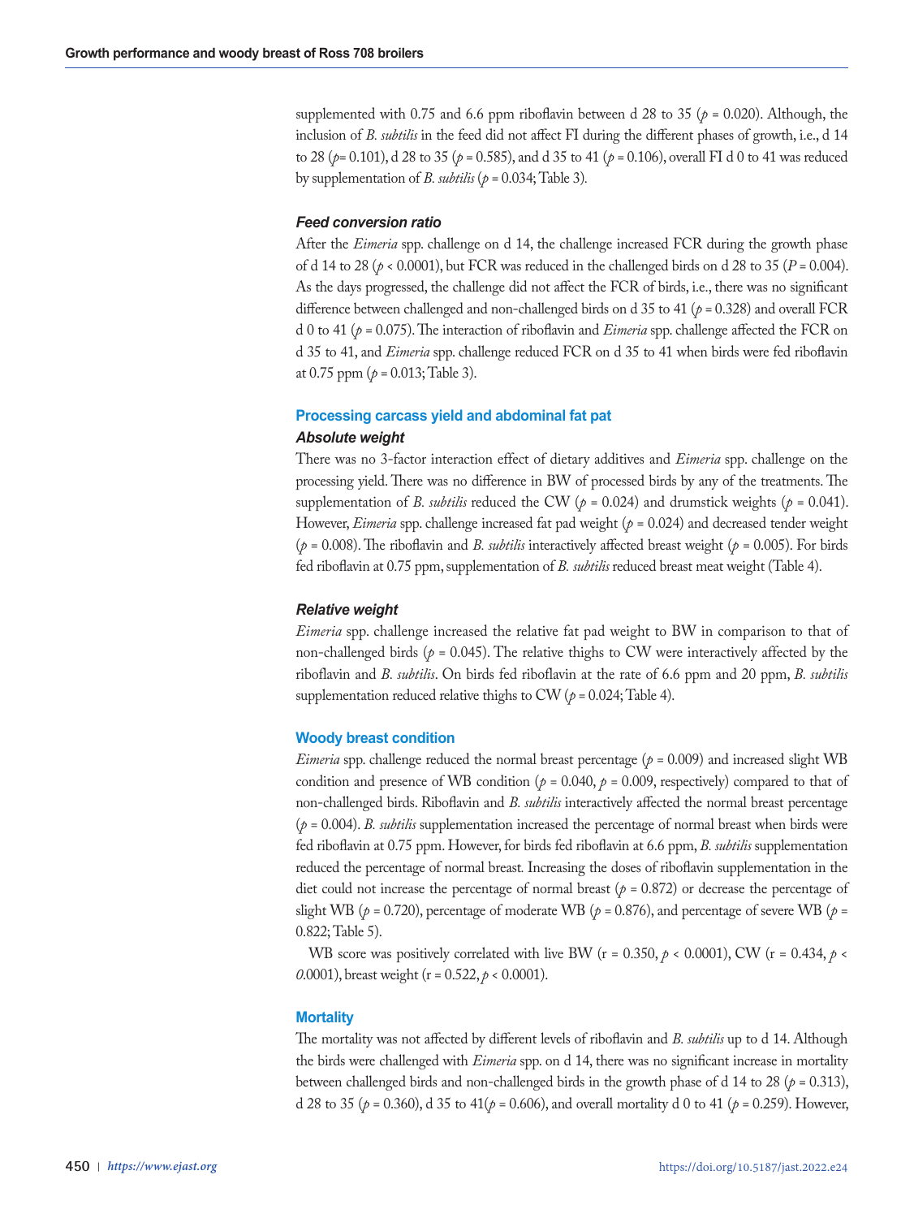supplemented with 0.75 and 6.6 ppm riboflavin between d 28 to 35 ($p$ = 0.020). Although, the inclusion of *B. subtilis* in the feed did not affect FI during the different phases of growth, i.e., d 14 to 28 ($p$= 0.101), d 28 to 35 ($p$ = 0.585), and d 35 to 41 ($p$ = 0.106), overall FI d 0 to 41 was reduced by supplementation of *B. subtilis* ($p$ = 0.034; Table 3).

### Feed conversion ratio

After the *Eimeria* spp. challenge on d 14, the challenge increased FCR during the growth phase of d 14 to 28 ($p$ < 0.0001), but FCR was reduced in the challenged birds on d 28 to 35 ($P$ = 0.004). As the days progressed, the challenge did not affect the FCR of birds, i.e., there was no significant difference between challenged and non-challenged birds on d 35 to 41 ($p$ = 0.328) and overall FCR d 0 to 41 ($p$ = 0.075). The interaction of riboflavin and *Eimeria* spp. challenge affected the FCR on d 35 to 41, and *Eimeria* spp. challenge reduced FCR on d 35 to 41 when birds were fed riboflavin at 0.75 ppm ($p$ = 0.013; Table 3).

## Processing carcass yield and abdominal fat pat

### Absolute weight

There was no 3-factor interaction effect of dietary additives and *Eimeria* spp. challenge on the processing yield. There was no difference in BW of processed birds by any of the treatments. The supplementation of *B. subtilis* reduced the CW ($p$ = 0.024) and drumstick weights ($p$ = 0.041). However, *Eimeria* spp. challenge increased fat pad weight ($p$ = 0.024) and decreased tender weight ($p$ = 0.008). The riboflavin and *B. subtilis* interactively affected breast weight ($p$ = 0.005). For birds fed riboflavin at 0.75 ppm, supplementation of *B. subtilis* reduced breast meat weight (Table 4).

### Relative weight

*Eimeria* spp. challenge increased the relative fat pad weight to BW in comparison to that of non-challenged birds ($p$ = 0.045). The relative thighs to CW were interactively affected by the riboflavin and *B. subtilis*. On birds fed riboflavin at the rate of 6.6 ppm and 20 ppm, *B. subtilis* supplementation reduced relative thighs to CW ($p$ = 0.024; Table 4).

## Woody breast condition

*Eimeria* spp. challenge reduced the normal breast percentage ($p$ = 0.009) and increased slight WB condition and presence of WB condition ($p$ = 0.040, $p$ = 0.009, respectively) compared to that of non-challenged birds. Riboflavin and *B. subtilis* interactively affected the normal breast percentage ($p$ = 0.004). *B. subtilis* supplementation increased the percentage of normal breast when birds were fed riboflavin at 0.75 ppm. However, for birds fed riboflavin at 6.6 ppm, *B. subtilis* supplementation reduced the percentage of normal breast. Increasing the doses of riboflavin supplementation in the diet could not increase the percentage of normal breast ($p$ = 0.872) or decrease the percentage of slight WB ($p$ = 0.720), percentage of moderate WB ($p$ = 0.876), and percentage of severe WB ($p$ = 0.822; Table 5).

WB score was positively correlated with live BW (r = 0.350, $p$ < 0.0001), CW (r = 0.434, $p$ < *0*.0001), breast weight (r = 0.522, $p$ < 0.0001).

## Mortality

The mortality was not affected by different levels of riboflavin and *B. subtilis* up to d 14. Although the birds were challenged with *Eimeria* spp. on d 14, there was no significant increase in mortality between challenged birds and non-challenged birds in the growth phase of d 14 to 28 ($p$ = 0.313), d 28 to 35 ($p$ = 0.360), d 35 to 41($p$ = 0.606), and overall mortality d 0 to 41 ($p$ = 0.259). However,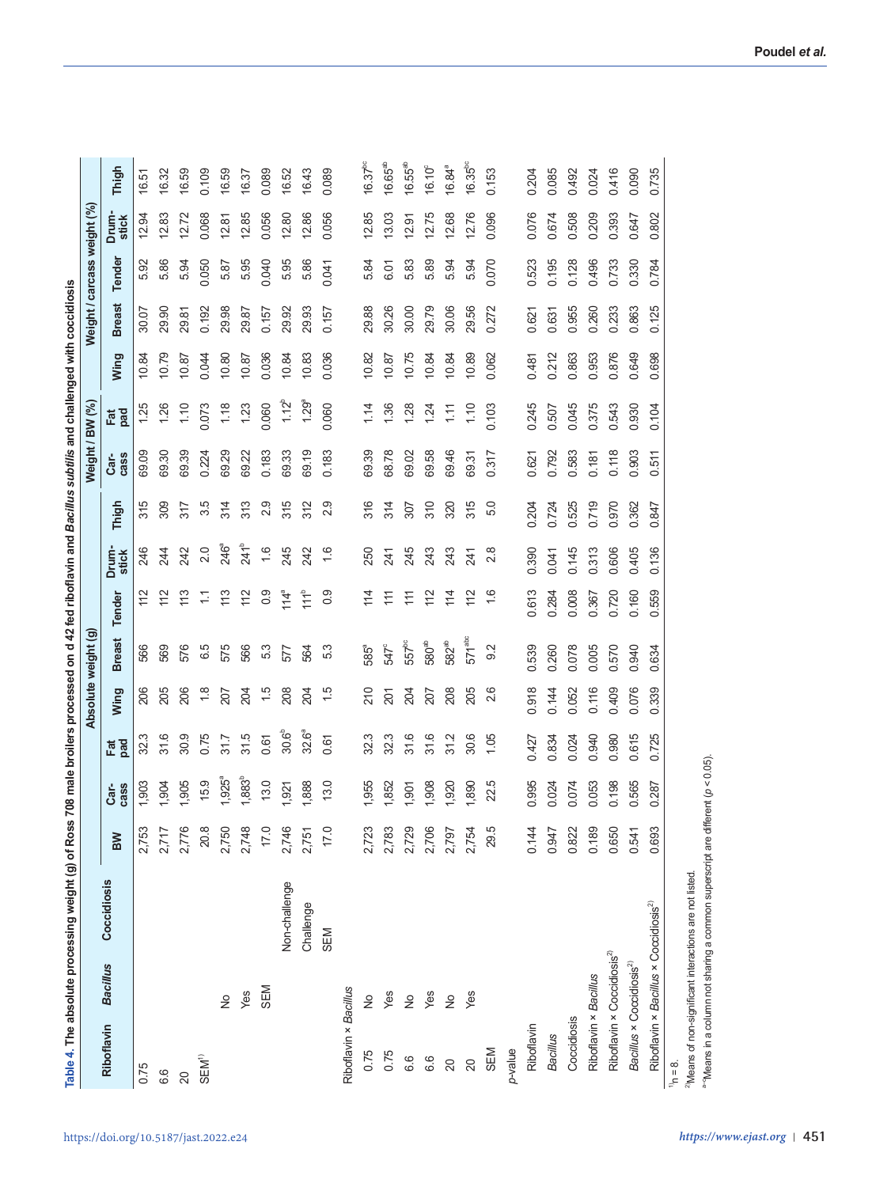**Table 4. The absolute processing weight (g) of Ross 708 male broilers processed on d 42 fed riboflavin and *Bacillus subtilis* and challenged with coccidiosis**

| Riboflavin | *Bacillus* | Coccidiosis | Absolute weight (g) | | | | | | | | Weight / BW (%) | | Weight / carcass weight (%) | | | | | |
|---|---|---|---|---|---|---|---|---|---|---|---|---|---|---|---|---|---|---|
| | | | BW | Carcass | Fat pad | Wing | Breast | Tender | Drumstick | Thigh | Carcass | Fat pad | Wing | Breast | Tender | Drumstick | Thigh |
| 0.75 | | | 2,753 | 1,903 | 32.3 | 206 | 566 | 112 | 246 | 315 | 69.09 | 1.25 | 10.84 | 30.07 | 5.92 | 12.94 | 16.51 |
| 6.6 | | | 2,717 | 1,904 | 31.6 | 205 | 569 | 112 | 244 | 309 | 69.30 | 1.26 | 10.79 | 29.90 | 5.86 | 12.83 | 16.32 |
| 20 | | | 2,776 | 1,905 | 30.9 | 206 | 576 | 113 | 242 | 317 | 69.39 | 1.10 | 10.87 | 29.81 | 5.94 | 12.72 | 16.59 |
| SEM[1] | | | 20.8 | 15.9 | 0.75 | 1.8 | 6.5 | 1.1 | 2.0 | 3.5 | 0.224 | 0.073 | 0.044 | 0.192 | 0.050 | 0.068 | 0.109 |
| | No | | 2,750 | 1,925[a] | 31.7 | 207 | 575 | 113 | 246[a] | 314 | 69.29 | 1.18 | 10.80 | 29.98 | 5.87 | 12.81 | 16.59 |
| | Yes | | 2,748 | 1,883[b] | 31.5 | 204 | 566 | 112 | 241[b] | 313 | 69.22 | 1.23 | 10.87 | 29.87 | 5.95 | 12.85 | 16.37 |
| | SEM | | 17.0 | 13.0 | 0.61 | 1.5 | 5.3 | 0.9 | 1.6 | 2.9 | 0.183 | 0.060 | 0.036 | 0.157 | 0.040 | 0.056 | 0.089 |
| | | Non-challenge | 2,746 | 1,921 | 30.6[b] | 208 | 577 | 114[a] | 245 | 315 | 69.33 | 1.12[b] | 10.84 | 29.92 | 5.95 | 12.80 | 16.52 |
| | | Challenge | 2,751 | 1,888 | 32.6[a] | 204 | 564 | 111[b] | 242 | 312 | 69.19 | 1.29[a] | 10.83 | 29.93 | 5.86 | 12.86 | 16.43 |
| | | SEM | 17.0 | 13.0 | 0.61 | 1.5 | 5.3 | 0.9 | 1.6 | 2.9 | 0.183 | 0.060 | 0.036 | 0.157 | 0.041 | 0.056 | 0.089 |
| Riboflavin × *Bacillus* | | | | | | | | | | | | | | | | | |
| 0.75 | No | | 2,723 | 1,955 | 32.3 | 210 | 585[a] | 114 | 250 | 316 | 69.39 | 1.14 | 10.82 | 29.88 | 5.84 | 12.85 | 16.37[bc] |
| 0.75 | Yes | | 2,783 | 1,852 | 32.3 | 201 | 547[c] | 111 | 241 | 314 | 68.78 | 1.36 | 10.87 | 30.26 | 6.01 | 13.03 | 16.65[ab] |
| 6.6 | No | | 2,729 | 1,901 | 31.6 | 204 | 557[bc] | 111 | 245 | 307 | 69.02 | 1.28 | 10.75 | 30.00 | 5.83 | 12.91 | 16.55[ab] |
| 6.6 | Yes | | 2,706 | 1,908 | 31.6 | 207 | 580[ab] | 112 | 243 | 310 | 69.58 | 1.24 | 10.84 | 29.79 | 5.89 | 12.75 | 16.10[c] |
| 20 | No | | 2,797 | 1,920 | 31.2 | 208 | 582[ab] | 114 | 243 | 320 | 69.46 | 1.11 | 10.84 | 30.06 | 5.94 | 12.68 | 16.84[a] |
| 20 | Yes | | 2,754 | 1,890 | 30.6 | 205 | 571[abc] | 112 | 241 | 315 | 69.31 | 1.10 | 10.89 | 29.56 | 5.94 | 12.76 | 16.35[bc] |
| SEM | | | 29.5 | 22.5 | 1.05 | 2.6 | 9.2 | 1.6 | 2.8 | 5.0 | 0.317 | 0.103 | 0.062 | 0.272 | 0.070 | 0.096 | 0.153 |
| *p*-value | | | | | | | | | | | | | | | | | |
| Riboflavin | | | 0.144 | 0.995 | 0.427 | 0.918 | 0.539 | 0.613 | 0.390 | 0.204 | 0.621 | 0.245 | 0.481 | 0.621 | 0.523 | 0.076 | 0.204 |
| *Bacillus* | | | 0.947 | 0.024 | 0.834 | 0.144 | 0.260 | 0.284 | 0.041 | 0.724 | 0.792 | 0.507 | 0.212 | 0.631 | 0.195 | 0.674 | 0.085 |
| Coccidiosis | | | 0.822 | 0.074 | 0.024 | 0.052 | 0.078 | 0.008 | 0.145 | 0.525 | 0.583 | 0.045 | 0.863 | 0.955 | 0.128 | 0.508 | 0.492 |
| Riboflavin × *Bacillus* | | | 0.189 | 0.053 | 0.940 | 0.116 | 0.005 | 0.367 | 0.313 | 0.719 | 0.181 | 0.375 | 0.953 | 0.260 | 0.496 | 0.209 | 0.024 |
| Riboflavin × Coccidiosis[2] | | | 0.650 | 0.198 | 0.980 | 0.409 | 0.570 | 0.720 | 0.606 | 0.970 | 0.118 | 0.543 | 0.876 | 0.233 | 0.733 | 0.393 | 0.416 |
| *Bacillus* × Coccidiosis[2] | | | 0.541 | 0.565 | 0.615 | 0.076 | 0.940 | 0.160 | 0.405 | 0.362 | 0.903 | 0.930 | 0.649 | 0.863 | 0.330 | 0.647 | 0.090 |
| Riboflavin × *Bacillus* × Coccidiosis[2] | | | 0.693 | 0.287 | 0.725 | 0.339 | 0.634 | 0.559 | 0.136 | 0.847 | 0.511 | 0.104 | 0.698 | 0.125 | 0.784 | 0.802 | 0.735 |

[1] n = 8.

[2] Means of non-significant interactions are not listed.

[a–c] Means in a column not sharing a common superscript are different ($p < 0.05$).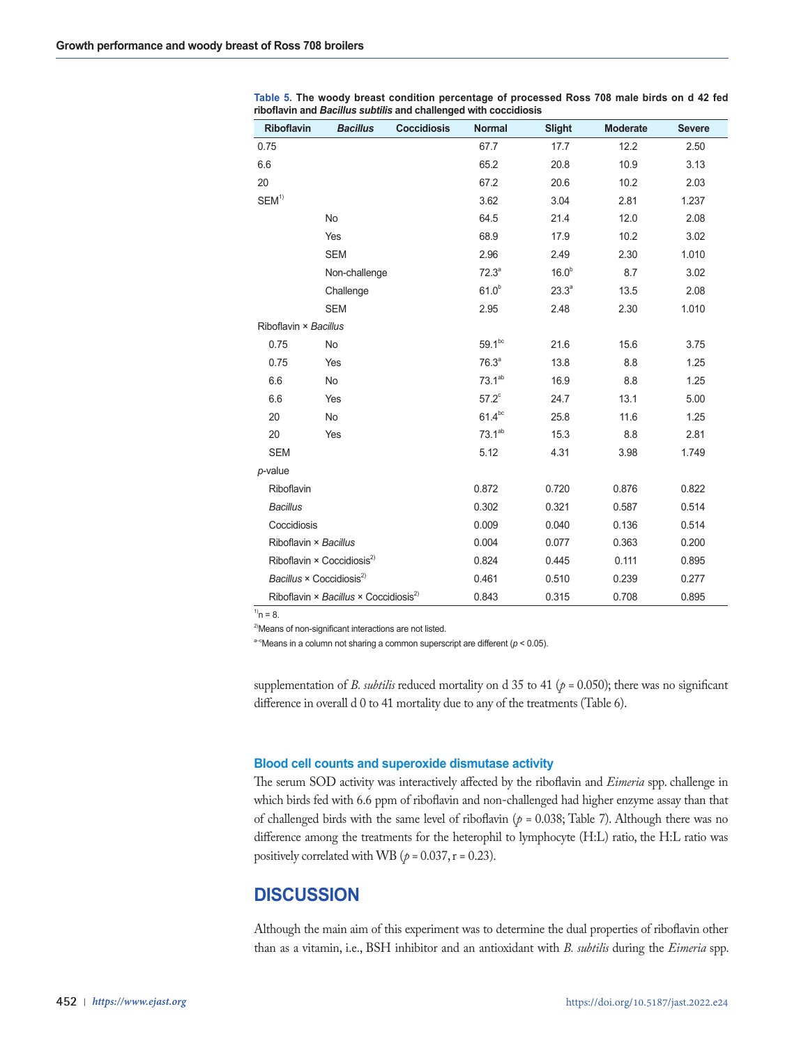**Table 5. The woody breast condition percentage of processed Ross 708 male birds on d 42 fed riboflavin and *Bacillus subtilis* and challenged with coccidiosis**

| Riboflavin | *Bacillus* | Coccidiosis | Normal | Slight | Moderate | Severe |
|---|---|---|---|---|---|---|
| 0.75 | | | 67.7 | 17.7 | 12.2 | 2.50 |
| 6.6 | | | 65.2 | 20.8 | 10.9 | 3.13 |
| 20 | | | 67.2 | 20.6 | 10.2 | 2.03 |
| SEM[1)] | | | 3.62 | 3.04 | 2.81 | 1.237 |
| | No | | 64.5 | 21.4 | 12.0 | 2.08 |
| | Yes | | 68.9 | 17.9 | 10.2 | 3.02 |
| | SEM | | 2.96 | 2.49 | 2.30 | 1.010 |
| | | Non-challenge | 72.3[a] | 16.0[b] | 8.7 | 3.02 |
| | | Challenge | 61.0[b] | 23.3[a] | 13.5 | 2.08 |
| | | SEM | 2.95 | 2.48 | 2.30 | 1.010 |
| Riboflavin × *Bacillus* | | | | | | |
| 0.75 | No | | 59.1[bc] | 21.6 | 15.6 | 3.75 |
| 0.75 | Yes | | 76.3[a] | 13.8 | 8.8 | 1.25 |
| 6.6 | No | | 73.1[ab] | 16.9 | 8.8 | 1.25 |
| 6.6 | Yes | | 57.2[c] | 24.7 | 13.1 | 5.00 |
| 20 | No | | 61.4[bc] | 25.8 | 11.6 | 1.25 |
| 20 | Yes | | 73.1[ab] | 15.3 | 8.8 | 2.81 |
| SEM | | | 5.12 | 4.31 | 3.98 | 1.749 |
| *p*-value | | | | | | |
| Riboflavin | | | 0.872 | 0.720 | 0.876 | 0.822 |
| *Bacillus* | | | 0.302 | 0.321 | 0.587 | 0.514 |
| Coccidiosis | | | 0.009 | 0.040 | 0.136 | 0.514 |
| Riboflavin × *Bacillus* | | | 0.004 | 0.077 | 0.363 | 0.200 |
| Riboflavin × Coccidiosis[2)] | | | 0.824 | 0.445 | 0.111 | 0.895 |
| *Bacillus* × Coccidiosis[2)] | | | 0.461 | 0.510 | 0.239 | 0.277 |
| Riboflavin × *Bacillus* × Coccidiosis[2)] | | | 0.843 | 0.315 | 0.708 | 0.895 |

[1)] n = 8.

[2)] Means of non-significant interactions are not listed.

[a–c] Means in a column not sharing a common superscript are different ($p < 0.05$).

supplementation of *B. subtilis* reduced mortality on d 35 to 41 ($p = 0.050$); there was no significant difference in overall d 0 to 41 mortality due to any of the treatments (Table 6).

### Blood cell counts and superoxide dismutase activity

The serum SOD activity was interactively affected by the riboflavin and *Eimeria* spp. challenge in which birds fed with 6.6 ppm of riboflavin and non-challenged had higher enzyme assay than that of challenged birds with the same level of riboflavin ($p = 0.038$; Table 7). Although there was no difference among the treatments for the heterophil to lymphocyte (H:L) ratio, the H:L ratio was positively correlated with WB ($p = 0.037$, $r = 0.23$).

## DISCUSSION

Although the main aim of this experiment was to determine the dual properties of riboflavin other than as a vitamin, i.e., BSH inhibitor and an antioxidant with *B. subtilis* during the *Eimeria* spp.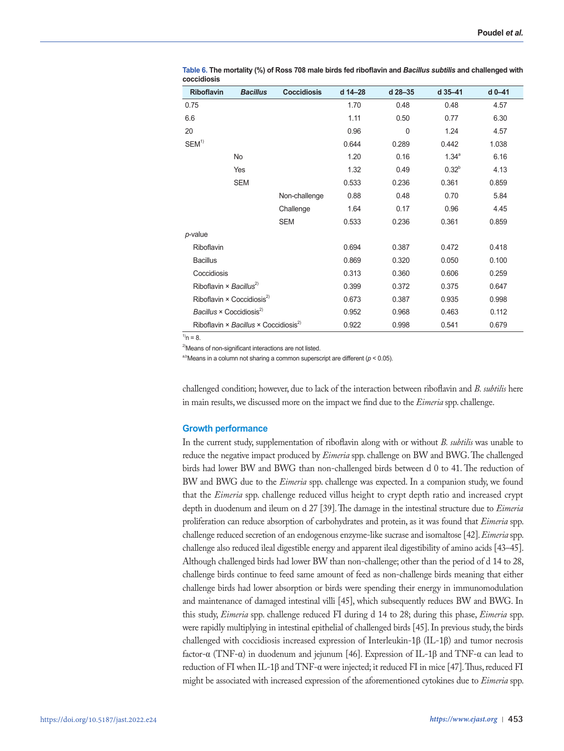**Table 6. The mortality (%) of Ross 708 male birds fed riboflavin and *Bacillus subtilis* and challenged with coccidiosis**

| Riboflavin | *Bacillus* | Coccidiosis | d 14–28 | d 28–35 | d 35–41 | d 0–41 |
|---|---|---|---|---|---|---|
| 0.75 | | | 1.70 | 0.48 | 0.48 | 4.57 |
| 6.6 | | | 1.11 | 0.50 | 0.77 | 6.30 |
| 20 | | | 0.96 | 0 | 1.24 | 4.57 |
| SEM[1)] | | | 0.644 | 0.289 | 0.442 | 1.038 |
| | No | | 1.20 | 0.16 | 1.34[a] | 6.16 |
| | Yes | | 1.32 | 0.49 | 0.32[b] | 4.13 |
| | SEM | | 0.533 | 0.236 | 0.361 | 0.859 |
| | | Non-challenge | 0.88 | 0.48 | 0.70 | 5.84 |
| | | Challenge | 1.64 | 0.17 | 0.96 | 4.45 |
| | | SEM | 0.533 | 0.236 | 0.361 | 0.859 |
| *p*-value | | | | | | |
| Riboflavin | | | 0.694 | 0.387 | 0.472 | 0.418 |
| Bacillus | | | 0.869 | 0.320 | 0.050 | 0.100 |
| Coccidiosis | | | 0.313 | 0.360 | 0.606 | 0.259 |
| Riboflavin × *Bacillus*[2)] | | | 0.399 | 0.372 | 0.375 | 0.647 |
| Riboflavin × Coccidiosis[2)] | | | 0.673 | 0.387 | 0.935 | 0.998 |
| *Bacillus* × Coccidiosis[2)] | | | 0.952 | 0.968 | 0.463 | 0.112 |
| Riboflavin × *Bacillus* × Coccidiosis[2)] | | | 0.922 | 0.998 | 0.541 | 0.679 |

[1)]n = 8.

[2)]Means of non-significant interactions are not listed.

[a,b]Means in a column not sharing a common superscript are different ($p < 0.05$).

challenged condition; however, due to lack of the interaction between riboflavin and *B. subtilis* here in main results, we discussed more on the impact we find due to the *Eimeria* spp. challenge.

### Growth performance

In the current study, supplementation of riboflavin along with or without *B. subtilis* was unable to reduce the negative impact produced by *Eimeria* spp. challenge on BW and BWG. The challenged birds had lower BW and BWG than non-challenged birds between d 0 to 41. The reduction of BW and BWG due to the *Eimeria* spp. challenge was expected. In a companion study, we found that the *Eimeria* spp. challenge reduced villus height to crypt depth ratio and increased crypt depth in duodenum and ileum on d 27 [39]. The damage in the intestinal structure due to *Eimeria* proliferation can reduce absorption of carbohydrates and protein, as it was found that *Eimeria* spp. challenge reduced secretion of an endogenous enzyme-like sucrase and isomaltose [42]. *Eimeria* spp. challenge also reduced ileal digestible energy and apparent ileal digestibility of amino acids [43–45]. Although challenged birds had lower BW than non-challenge; other than the period of d 14 to 28, challenge birds continue to feed same amount of feed as non-challenge birds meaning that either challenge birds had lower absorption or birds were spending their energy in immunomodulation and maintenance of damaged intestinal villi [45], which subsequently reduces BW and BWG. In this study, *Eimeria* spp. challenge reduced FI during d 14 to 28; during this phase, *Eimeria* spp. were rapidly multiplying in intestinal epithelial of challenged birds [45]. In previous study, the birds challenged with coccidiosis increased expression of Interleukin-1β (IL-1β) and tumor necrosis factor-α (TNF-α) in duodenum and jejunum [46]. Expression of IL-1β and TNF-α can lead to reduction of FI when IL-1β and TNF-α were injected; it reduced FI in mice [47]. Thus, reduced FI might be associated with increased expression of the aforementioned cytokines due to *Eimeria* spp.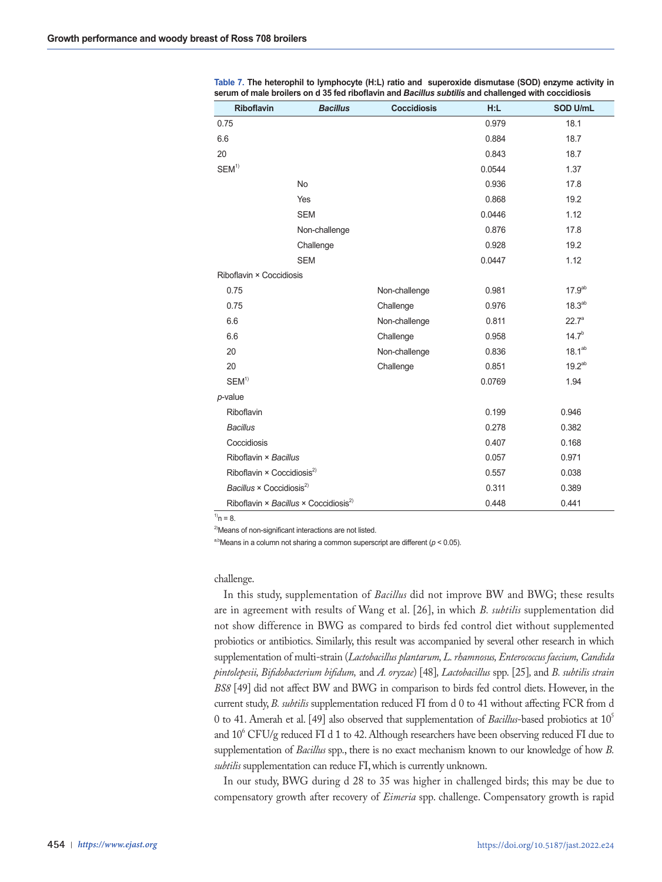**Table 7. The heterophil to lymphocyte (H:L) ratio and superoxide dismutase (SOD) enzyme activity in serum of male broilers on d 35 fed riboflavin and *Bacillus subtilis* and challenged with coccidiosis**

| Riboflavin | *Bacillus* | Coccidiosis | H:L | SOD U/mL |
|---|---|---|---|---|
| 0.75 | | | 0.979 | 18.1 |
| 6.6 | | | 0.884 | 18.7 |
| 20 | | | 0.843 | 18.7 |
| SEM[1)] | | | 0.0544 | 1.37 |
| | No | | 0.936 | 17.8 |
| | Yes | | 0.868 | 19.2 |
| | SEM | | 0.0446 | 1.12 |
| | Non-challenge | | 0.876 | 17.8 |
| | Challenge | | 0.928 | 19.2 |
| | SEM | | 0.0447 | 1.12 |
| Riboflavin × Coccidiosis | | | | |
| 0.75 | | Non-challenge | 0.981 | 17.9[ab] |
| 0.75 | | Challenge | 0.976 | 18.3[ab] |
| 6.6 | | Non-challenge | 0.811 | 22.7[a] |
| 6.6 | | Challenge | 0.958 | 14.7[b] |
| 20 | | Non-challenge | 0.836 | 18.1[ab] |
| 20 | | Challenge | 0.851 | 19.2[ab] |
| SEM[1)] | | | 0.0769 | 1.94 |
| *p*-value | | | | |
| Riboflavin | | | 0.199 | 0.946 |
| *Bacillus* | | | 0.278 | 0.382 |
| Coccidiosis | | | 0.407 | 0.168 |
| Riboflavin × *Bacillus* | | | 0.057 | 0.971 |
| Riboflavin × Coccidiosis[2)] | | | 0.557 | 0.038 |
| *Bacillus* × Coccidiosis[2)] | | | 0.311 | 0.389 |
| Riboflavin × *Bacillus* × Coccidiosis[2)] | | | 0.448 | 0.441 |

[1)]n = 8.

[2)]Means of non-significant interactions are not listed.

[a,b]Means in a column not sharing a common superscript are different ($p < 0.05$).

challenge.

In this study, supplementation of *Bacillus* did not improve BW and BWG; these results are in agreement with results of Wang et al. [26], in which *B. subtilis* supplementation did not show difference in BWG as compared to birds fed control diet without supplemented probiotics or antibiotics. Similarly, this result was accompanied by several other research in which supplementation of multi-strain (*Lactobacillus plantarum, L. rhamnosus, Enterococcus faecium, Candida pintolepesii, Bifidobacterium bifidum,* and *A. oryzae*) [48], *Lactobacillus* spp. [25], and *B. subtilis strain BS8* [49] did not affect BW and BWG in comparison to birds fed control diets. However, in the current study, *B. subtilis* supplementation reduced FI from d 0 to 41 without affecting FCR from d 0 to 41. Amerah et al. [49] also observed that supplementation of *Bacillus*-based probiotics at $10^5$ and $10^6$ CFU/g reduced FI d 1 to 42. Although researchers have been observing reduced FI due to supplementation of *Bacillus* spp., there is no exact mechanism known to our knowledge of how *B. subtilis* supplementation can reduce FI, which is currently unknown.

In our study, BWG during d 28 to 35 was higher in challenged birds; this may be due to compensatory growth after recovery of *Eimeria* spp. challenge. Compensatory growth is rapid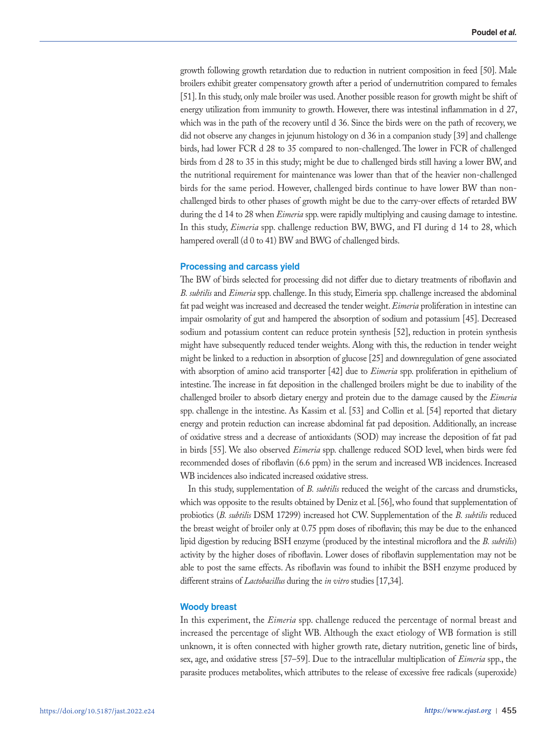growth following growth retardation due to reduction in nutrient composition in feed [50]. Male broilers exhibit greater compensatory growth after a period of undernutrition compared to females [51]. In this study, only male broiler was used. Another possible reason for growth might be shift of energy utilization from immunity to growth. However, there was intestinal inflammation in d 27, which was in the path of the recovery until d 36. Since the birds were on the path of recovery, we did not observe any changes in jejunum histology on d 36 in a companion study [39] and challenge birds, had lower FCR d 28 to 35 compared to non-challenged. The lower in FCR of challenged birds from d 28 to 35 in this study; might be due to challenged birds still having a lower BW, and the nutritional requirement for maintenance was lower than that of the heavier non-challenged birds for the same period. However, challenged birds continue to have lower BW than non-challenged birds to other phases of growth might be due to the carry-over effects of retarded BW during the d 14 to 28 when *Eimeria* spp. were rapidly multiplying and causing damage to intestine. In this study, *Eimeria* spp. challenge reduction BW, BWG, and FI during d 14 to 28, which hampered overall (d 0 to 41) BW and BWG of challenged birds.

### Processing and carcass yield

The BW of birds selected for processing did not differ due to dietary treatments of riboflavin and *B. subtilis* and *Eimeria* spp. challenge. In this study, Eimeria spp. challenge increased the abdominal fat pad weight was increased and decreased the tender weight. *Eimeria* proliferation in intestine can impair osmolarity of gut and hampered the absorption of sodium and potassium [45]. Decreased sodium and potassium content can reduce protein synthesis [52], reduction in protein synthesis might have subsequently reduced tender weights. Along with this, the reduction in tender weight might be linked to a reduction in absorption of glucose [25] and downregulation of gene associated with absorption of amino acid transporter [42] due to *Eimeria* spp. proliferation in epithelium of intestine. The increase in fat deposition in the challenged broilers might be due to inability of the challenged broiler to absorb dietary energy and protein due to the damage caused by the *Eimeria* spp. challenge in the intestine. As Kassim et al. [53] and Collin et al. [54] reported that dietary energy and protein reduction can increase abdominal fat pad deposition. Additionally, an increase of oxidative stress and a decrease of antioxidants (SOD) may increase the deposition of fat pad in birds [55]. We also observed *Eimeria* spp. challenge reduced SOD level, when birds were fed recommended doses of riboflavin (6.6 ppm) in the serum and increased WB incidences. Increased WB incidences also indicated increased oxidative stress.

In this study, supplementation of *B. subtilis* reduced the weight of the carcass and drumsticks, which was opposite to the results obtained by Deniz et al. [56], who found that supplementation of probiotics (*B. subtilis* DSM 17299) increased hot CW. Supplementation of the *B. subtilis* reduced the breast weight of broiler only at 0.75 ppm doses of riboflavin; this may be due to the enhanced lipid digestion by reducing BSH enzyme (produced by the intestinal microflora and the *B. subtilis*) activity by the higher doses of riboflavin. Lower doses of riboflavin supplementation may not be able to post the same effects. As riboflavin was found to inhibit the BSH enzyme produced by different strains of *Lactobacillus* during the *in vitro* studies [17,34].

### Woody breast

In this experiment, the *Eimeria* spp. challenge reduced the percentage of normal breast and increased the percentage of slight WB. Although the exact etiology of WB formation is still unknown, it is often connected with higher growth rate, dietary nutrition, genetic line of birds, sex, age, and oxidative stress [57–59]. Due to the intracellular multiplication of *Eimeria* spp., the parasite produces metabolites, which attributes to the release of excessive free radicals (superoxide)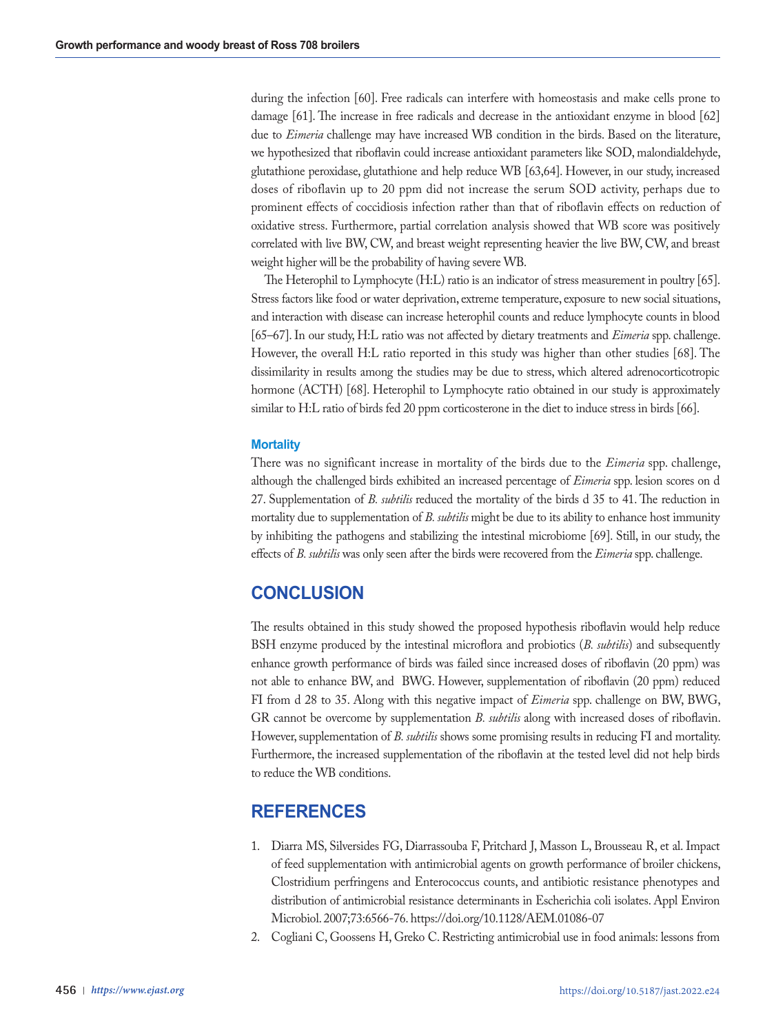during the infection [60]. Free radicals can interfere with homeostasis and make cells prone to damage [61]. The increase in free radicals and decrease in the antioxidant enzyme in blood [62] due to *Eimeria* challenge may have increased WB condition in the birds. Based on the literature, we hypothesized that riboflavin could increase antioxidant parameters like SOD, malondialdehyde, glutathione peroxidase, glutathione and help reduce WB [63,64]. However, in our study, increased doses of riboflavin up to 20 ppm did not increase the serum SOD activity, perhaps due to prominent effects of coccidiosis infection rather than that of riboflavin effects on reduction of oxidative stress. Furthermore, partial correlation analysis showed that WB score was positively correlated with live BW, CW, and breast weight representing heavier the live BW, CW, and breast weight higher will be the probability of having severe WB.

The Heterophil to Lymphocyte (H:L) ratio is an indicator of stress measurement in poultry [65]. Stress factors like food or water deprivation, extreme temperature, exposure to new social situations, and interaction with disease can increase heterophil counts and reduce lymphocyte counts in blood [65–67]. In our study, H:L ratio was not affected by dietary treatments and *Eimeria* spp. challenge. However, the overall H:L ratio reported in this study was higher than other studies [68]. The dissimilarity in results among the studies may be due to stress, which altered adrenocorticotropic hormone (ACTH) [68]. Heterophil to Lymphocyte ratio obtained in our study is approximately similar to H:L ratio of birds fed 20 ppm corticosterone in the diet to induce stress in birds [66].

### Mortality

There was no significant increase in mortality of the birds due to the *Eimeria* spp. challenge, although the challenged birds exhibited an increased percentage of *Eimeria* spp. lesion scores on d 27. Supplementation of *B. subtilis* reduced the mortality of the birds d 35 to 41. The reduction in mortality due to supplementation of *B. subtilis* might be due to its ability to enhance host immunity by inhibiting the pathogens and stabilizing the intestinal microbiome [69]. Still, in our study, the effects of *B. subtilis* was only seen after the birds were recovered from the *Eimeria* spp. challenge.

## CONCLUSION

The results obtained in this study showed the proposed hypothesis riboflavin would help reduce BSH enzyme produced by the intestinal microflora and probiotics (*B. subtilis*) and subsequently enhance growth performance of birds was failed since increased doses of riboflavin (20 ppm) was not able to enhance BW, and BWG. However, supplementation of riboflavin (20 ppm) reduced FI from d 28 to 35. Along with this negative impact of *Eimeria* spp. challenge on BW, BWG, GR cannot be overcome by supplementation *B. subtilis* along with increased doses of riboflavin. However, supplementation of *B. subtilis* shows some promising results in reducing FI and mortality. Furthermore, the increased supplementation of the riboflavin at the tested level did not help birds to reduce the WB conditions.

## REFERENCES

1. Diarra MS, Silversides FG, Diarrassouba F, Pritchard J, Masson L, Brousseau R, et al. Impact of feed supplementation with antimicrobial agents on growth performance of broiler chickens, Clostridium perfringens and Enterococcus counts, and antibiotic resistance phenotypes and distribution of antimicrobial resistance determinants in Escherichia coli isolates. Appl Environ Microbiol. 2007;73:6566-76. https://doi.org/10.1128/AEM.01086-07
2. Cogliani C, Goossens H, Greko C. Restricting antimicrobial use in food animals: lessons from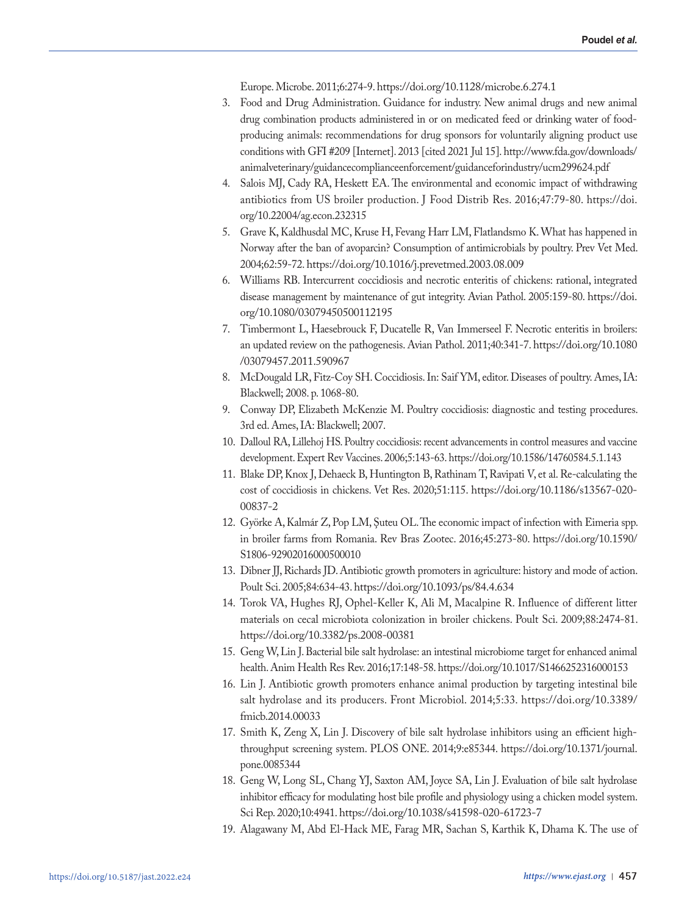Europe. Microbe. 2011;6:274-9. https://doi.org/10.1128/microbe.6.274.1

3. Food and Drug Administration. Guidance for industry. New animal drugs and new animal drug combination products administered in or on medicated feed or drinking water of food-producing animals: recommendations for drug sponsors for voluntarily aligning product use conditions with GFI #209 [Internet]. 2013 [cited 2021 Jul 15]. http://www.fda.gov/downloads/animalveterinary/guidancecomplianceenforcement/guidanceforindustry/ucm299624.pdf
4. Salois MJ, Cady RA, Heskett EA. The environmental and economic impact of withdrawing antibiotics from US broiler production. J Food Distrib Res. 2016;47:79-80. https://doi.org/10.22004/ag.econ.232315
5. Grave K, Kaldhusdal MC, Kruse H, Fevang Harr LM, Flatlandsmo K. What has happened in Norway after the ban of avoparcin? Consumption of antimicrobials by poultry. Prev Vet Med. 2004;62:59-72. https://doi.org/10.1016/j.prevetmed.2003.08.009
6. Williams RB. Intercurrent coccidiosis and necrotic enteritis of chickens: rational, integrated disease management by maintenance of gut integrity. Avian Pathol. 2005:159-80. https://doi.org/10.1080/03079450500112195
7. Timbermont L, Haesebrouck F, Ducatelle R, Van Immerseel F. Necrotic enteritis in broilers: an updated review on the pathogenesis. Avian Pathol. 2011;40:341-7. https://doi.org/10.1080/03079457.2011.590967
8. McDougald LR, Fitz-Coy SH. Coccidiosis. In: Saif YM, editor. Diseases of poultry. Ames, IA: Blackwell; 2008. p. 1068-80.
9. Conway DP, Elizabeth McKenzie M. Poultry coccidiosis: diagnostic and testing procedures. 3rd ed. Ames, IA: Blackwell; 2007.
10. Dalloul RA, Lillehoj HS. Poultry coccidiosis: recent advancements in control measures and vaccine development. Expert Rev Vaccines. 2006;5:143-63. https://doi.org/10.1586/14760584.5.1.143
11. Blake DP, Knox J, Dehaeck B, Huntington B, Rathinam T, Ravipati V, et al. Re-calculating the cost of coccidiosis in chickens. Vet Res. 2020;51:115. https://doi.org/10.1186/s13567-020-00837-2
12. Györke A, Kalmár Z, Pop LM, Șuteu OL. The economic impact of infection with Eimeria spp. in broiler farms from Romania. Rev Bras Zootec. 2016;45:273-80. https://doi.org/10.1590/S1806-92902016000500010
13. Dibner JJ, Richards JD. Antibiotic growth promoters in agriculture: history and mode of action. Poult Sci. 2005;84:634-43. https://doi.org/10.1093/ps/84.4.634
14. Torok VA, Hughes RJ, Ophel-Keller K, Ali M, Macalpine R. Influence of different litter materials on cecal microbiota colonization in broiler chickens. Poult Sci. 2009;88:2474-81. https://doi.org/10.3382/ps.2008-00381
15. Geng W, Lin J. Bacterial bile salt hydrolase: an intestinal microbiome target for enhanced animal health. Anim Health Res Rev. 2016;17:148-58. https://doi.org/10.1017/S1466252316000153
16. Lin J. Antibiotic growth promoters enhance animal production by targeting intestinal bile salt hydrolase and its producers. Front Microbiol. 2014;5:33. https://doi.org/10.3389/fmicb.2014.00033
17. Smith K, Zeng X, Lin J. Discovery of bile salt hydrolase inhibitors using an efficient high-throughput screening system. PLOS ONE. 2014;9:e85344. https://doi.org/10.1371/journal.pone.0085344
18. Geng W, Long SL, Chang YJ, Saxton AM, Joyce SA, Lin J. Evaluation of bile salt hydrolase inhibitor efficacy for modulating host bile profile and physiology using a chicken model system. Sci Rep. 2020;10:4941. https://doi.org/10.1038/s41598-020-61723-7
19. Alagawany M, Abd El-Hack ME, Farag MR, Sachan S, Karthik K, Dhama K. The use of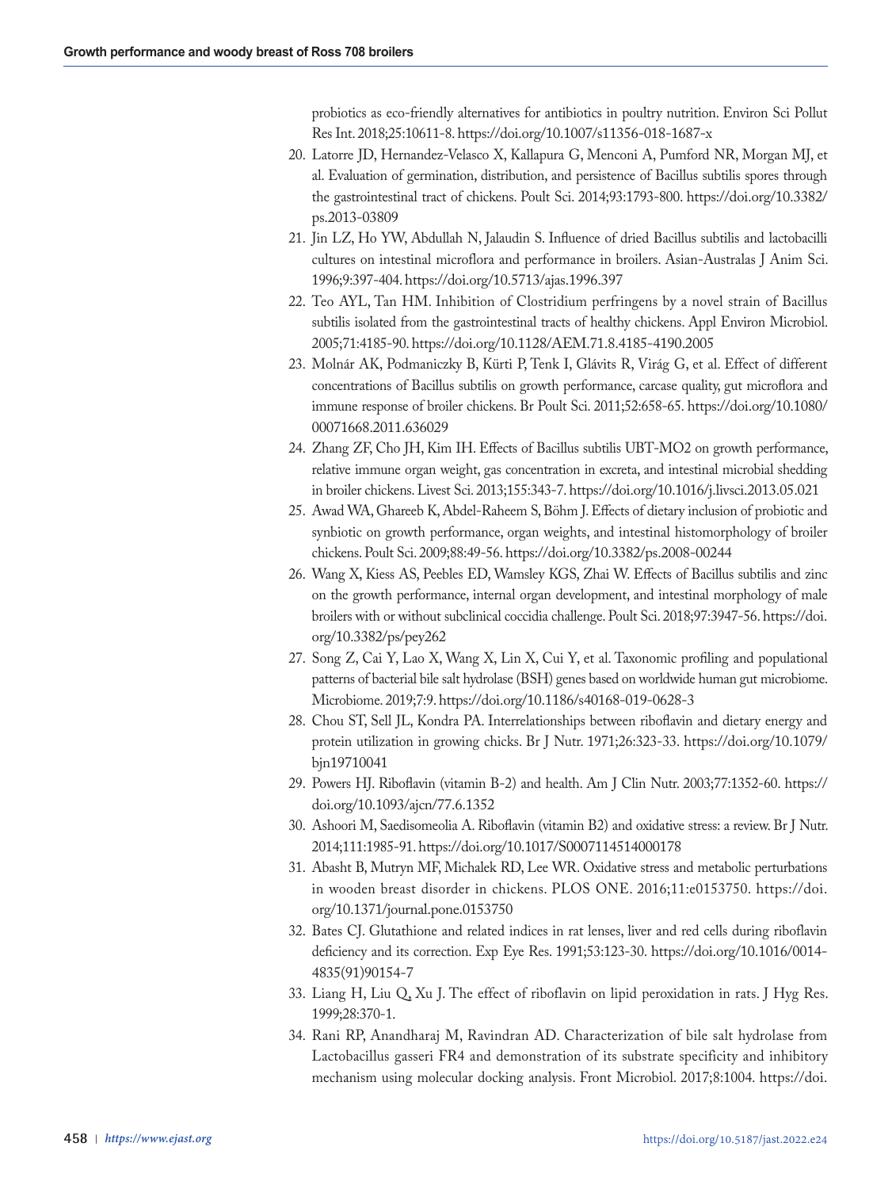probiotics as eco-friendly alternatives for antibiotics in poultry nutrition. Environ Sci Pollut Res Int. 2018;25:10611-8. https://doi.org/10.1007/s11356-018-1687-x

20. Latorre JD, Hernandez-Velasco X, Kallapura G, Menconi A, Pumford NR, Morgan MJ, et al. Evaluation of germination, distribution, and persistence of Bacillus subtilis spores through the gastrointestinal tract of chickens. Poult Sci. 2014;93:1793-800. https://doi.org/10.3382/ps.2013-03809
21. Jin LZ, Ho YW, Abdullah N, Jalaudin S. Influence of dried Bacillus subtilis and lactobacilli cultures on intestinal microflora and performance in broilers. Asian-Australas J Anim Sci. 1996;9:397-404. https://doi.org/10.5713/ajas.1996.397
22. Teo AYL, Tan HM. Inhibition of Clostridium perfringens by a novel strain of Bacillus subtilis isolated from the gastrointestinal tracts of healthy chickens. Appl Environ Microbiol. 2005;71:4185-90. https://doi.org/10.1128/AEM.71.8.4185-4190.2005
23. Molnár AK, Podmaniczky B, Kürti P, Tenk I, Glávits R, Virág G, et al. Effect of different concentrations of Bacillus subtilis on growth performance, carcase quality, gut microflora and immune response of broiler chickens. Br Poult Sci. 2011;52:658-65. https://doi.org/10.1080/00071668.2011.636029
24. Zhang ZF, Cho JH, Kim IH. Effects of Bacillus subtilis UBT-MO2 on growth performance, relative immune organ weight, gas concentration in excreta, and intestinal microbial shedding in broiler chickens. Livest Sci. 2013;155:343-7. https://doi.org/10.1016/j.livsci.2013.05.021
25. Awad WA, Ghareeb K, Abdel-Raheem S, Böhm J. Effects of dietary inclusion of probiotic and synbiotic on growth performance, organ weights, and intestinal histomorphology of broiler chickens. Poult Sci. 2009;88:49-56. https://doi.org/10.3382/ps.2008-00244
26. Wang X, Kiess AS, Peebles ED, Wamsley KGS, Zhai W. Effects of Bacillus subtilis and zinc on the growth performance, internal organ development, and intestinal morphology of male broilers with or without subclinical coccidia challenge. Poult Sci. 2018;97:3947-56. https://doi.org/10.3382/ps/pey262
27. Song Z, Cai Y, Lao X, Wang X, Lin X, Cui Y, et al. Taxonomic profiling and populational patterns of bacterial bile salt hydrolase (BSH) genes based on worldwide human gut microbiome. Microbiome. 2019;7:9. https://doi.org/10.1186/s40168-019-0628-3
28. Chou ST, Sell JL, Kondra PA. Interrelationships between riboflavin and dietary energy and protein utilization in growing chicks. Br J Nutr. 1971;26:323-33. https://doi.org/10.1079/bjn19710041
29. Powers HJ. Riboflavin (vitamin B-2) and health. Am J Clin Nutr. 2003;77:1352-60. https://doi.org/10.1093/ajcn/77.6.1352
30. Ashoori M, Saedisomeolia A. Riboflavin (vitamin B2) and oxidative stress: a review. Br J Nutr. 2014;111:1985-91. https://doi.org/10.1017/S0007114514000178
31. Abasht B, Mutryn MF, Michalek RD, Lee WR. Oxidative stress and metabolic perturbations in wooden breast disorder in chickens. PLOS ONE. 2016;11:e0153750. https://doi.org/10.1371/journal.pone.0153750
32. Bates CJ. Glutathione and related indices in rat lenses, liver and red cells during riboflavin deficiency and its correction. Exp Eye Res. 1991;53:123-30. https://doi.org/10.1016/0014-4835(91)90154-7
33. Liang H, Liu Q, Xu J. The effect of riboflavin on lipid peroxidation in rats. J Hyg Res. 1999;28:370-1.
34. Rani RP, Anandharaj M, Ravindran AD. Characterization of bile salt hydrolase from Lactobacillus gasseri FR4 and demonstration of its substrate specificity and inhibitory mechanism using molecular docking analysis. Front Microbiol. 2017;8:1004. https://doi.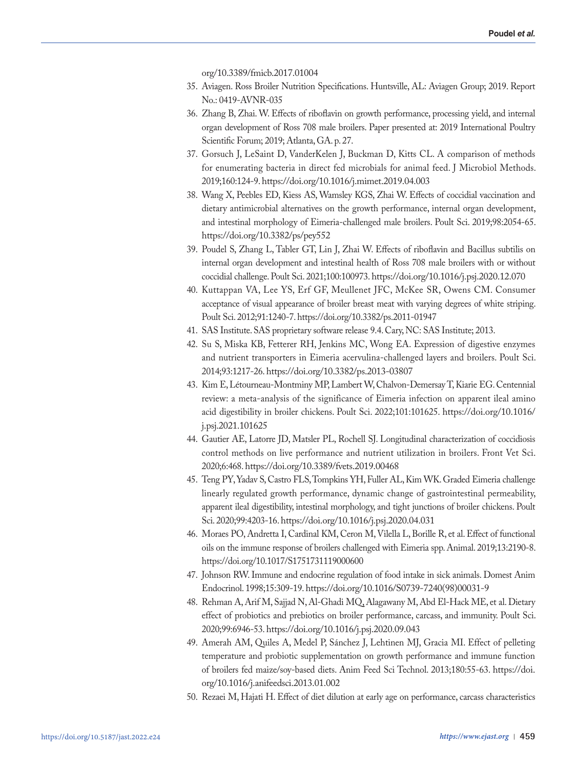org/10.3389/fmicb.2017.01004

35. Aviagen. Ross Broiler Nutrition Specifications. Huntsville, AL: Aviagen Group; 2019. Report No.: 0419-AVNR-035
36. Zhang B, Zhai. W. Effects of riboflavin on growth performance, processing yield, and internal organ development of Ross 708 male broilers. Paper presented at: 2019 International Poultry Scientific Forum; 2019; Atlanta, GA. p. 27.
37. Gorsuch J, LeSaint D, VanderKelen J, Buckman D, Kitts CL. A comparison of methods for enumerating bacteria in direct fed microbials for animal feed. J Microbiol Methods. 2019;160:124-9. https://doi.org/10.1016/j.mimet.2019.04.003
38. Wang X, Peebles ED, Kiess AS, Wamsley KGS, Zhai W. Effects of coccidial vaccination and dietary antimicrobial alternatives on the growth performance, internal organ development, and intestinal morphology of Eimeria-challenged male broilers. Poult Sci. 2019;98:2054-65. https://doi.org/10.3382/ps/pey552
39. Poudel S, Zhang L, Tabler GT, Lin J, Zhai W. Effects of riboflavin and Bacillus subtilis on internal organ development and intestinal health of Ross 708 male broilers with or without coccidial challenge. Poult Sci. 2021;100:100973. https://doi.org/10.1016/j.psj.2020.12.070
40. Kuttappan VA, Lee YS, Erf GF, Meullenet JFC, McKee SR, Owens CM. Consumer acceptance of visual appearance of broiler breast meat with varying degrees of white striping. Poult Sci. 2012;91:1240-7. https://doi.org/10.3382/ps.2011-01947
41. SAS Institute. SAS proprietary software release 9.4. Cary, NC: SAS Institute; 2013.
42. Su S, Miska KB, Fetterer RH, Jenkins MC, Wong EA. Expression of digestive enzymes and nutrient transporters in Eimeria acervulina-challenged layers and broilers. Poult Sci. 2014;93:1217-26. https://doi.org/10.3382/ps.2013-03807
43. Kim E, Létourneau-Montminy MP, Lambert W, Chalvon-Demersay T, Kiarie EG. Centennial review: a meta-analysis of the significance of Eimeria infection on apparent ileal amino acid digestibility in broiler chickens. Poult Sci. 2022;101:101625. https://doi.org/10.1016/j.psj.2021.101625
44. Gautier AE, Latorre JD, Matsler PL, Rochell SJ. Longitudinal characterization of coccidiosis control methods on live performance and nutrient utilization in broilers. Front Vet Sci. 2020;6:468. https://doi.org/10.3389/fvets.2019.00468
45. Teng PY, Yadav S, Castro FLS, Tompkins YH, Fuller AL, Kim WK. Graded Eimeria challenge linearly regulated growth performance, dynamic change of gastrointestinal permeability, apparent ileal digestibility, intestinal morphology, and tight junctions of broiler chickens. Poult Sci. 2020;99:4203-16. https://doi.org/10.1016/j.psj.2020.04.031
46. Moraes PO, Andretta I, Cardinal KM, Ceron M, Vilella L, Borille R, et al. Effect of functional oils on the immune response of broilers challenged with Eimeria spp. Animal. 2019;13:2190-8. https://doi.org/10.1017/S1751731119000600
47. Johnson RW. Immune and endocrine regulation of food intake in sick animals. Domest Anim Endocrinol. 1998;15:309-19. https://doi.org/10.1016/S0739-7240(98)00031-9
48. Rehman A, Arif M, Sajjad N, Al-Ghadi MQ, Alagawany M, Abd El-Hack ME, et al. Dietary effect of probiotics and prebiotics on broiler performance, carcass, and immunity. Poult Sci. 2020;99:6946-53. https://doi.org/10.1016/j.psj.2020.09.043
49. Amerah AM, Quiles A, Medel P, Sánchez J, Lehtinen MJ, Gracia MI. Effect of pelleting temperature and probiotic supplementation on growth performance and immune function of broilers fed maize/soy-based diets. Anim Feed Sci Technol. 2013;180:55-63. https://doi.org/10.1016/j.anifeedsci.2013.01.002
50. Rezaei M, Hajati H. Effect of diet dilution at early age on performance, carcass characteristics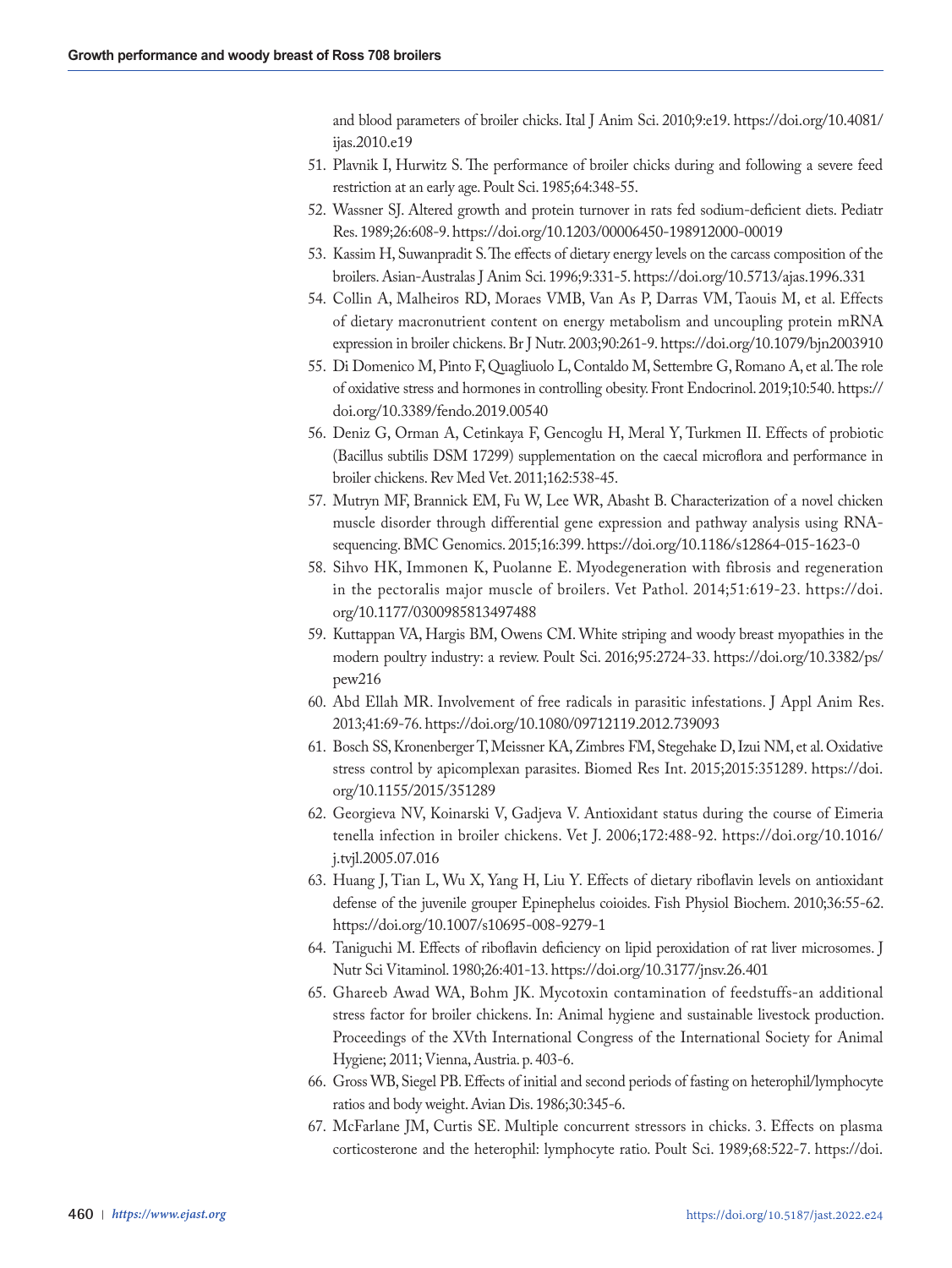and blood parameters of broiler chicks. Ital J Anim Sci. 2010;9:e19. https://doi.org/10.4081/ijas.2010.e19

51. Plavnik I, Hurwitz S. The performance of broiler chicks during and following a severe feed restriction at an early age. Poult Sci. 1985;64:348-55.
52. Wassner SJ. Altered growth and protein turnover in rats fed sodium-deficient diets. Pediatr Res. 1989;26:608-9. https://doi.org/10.1203/00006450-198912000-00019
53. Kassim H, Suwanpradit S. The effects of dietary energy levels on the carcass composition of the broilers. Asian-Australas J Anim Sci. 1996;9:331-5. https://doi.org/10.5713/ajas.1996.331
54. Collin A, Malheiros RD, Moraes VMB, Van As P, Darras VM, Taouis M, et al. Effects of dietary macronutrient content on energy metabolism and uncoupling protein mRNA expression in broiler chickens. Br J Nutr. 2003;90:261-9. https://doi.org/10.1079/bjn2003910
55. Di Domenico M, Pinto F, Quagliuolo L, Contaldo M, Settembre G, Romano A, et al. The role of oxidative stress and hormones in controlling obesity. Front Endocrinol. 2019;10:540. https://doi.org/10.3389/fendo.2019.00540
56. Deniz G, Orman A, Cetinkaya F, Gencoglu H, Meral Y, Turkmen II. Effects of probiotic (Bacillus subtilis DSM 17299) supplementation on the caecal microflora and performance in broiler chickens. Rev Med Vet. 2011;162:538-45.
57. Mutryn MF, Brannick EM, Fu W, Lee WR, Abasht B. Characterization of a novel chicken muscle disorder through differential gene expression and pathway analysis using RNA-sequencing. BMC Genomics. 2015;16:399. https://doi.org/10.1186/s12864-015-1623-0
58. Sihvo HK, Immonen K, Puolanne E. Myodegeneration with fibrosis and regeneration in the pectoralis major muscle of broilers. Vet Pathol. 2014;51:619-23. https://doi.org/10.1177/0300985813497488
59. Kuttappan VA, Hargis BM, Owens CM. White striping and woody breast myopathies in the modern poultry industry: a review. Poult Sci. 2016;95:2724-33. https://doi.org/10.3382/ps/pew216
60. Abd Ellah MR. Involvement of free radicals in parasitic infestations. J Appl Anim Res. 2013;41:69-76. https://doi.org/10.1080/09712119.2012.739093
61. Bosch SS, Kronenberger T, Meissner KA, Zimbres FM, Stegehake D, Izui NM, et al. Oxidative stress control by apicomplexan parasites. Biomed Res Int. 2015;2015:351289. https://doi.org/10.1155/2015/351289
62. Georgieva NV, Koinarski V, Gadjeva V. Antioxidant status during the course of Eimeria tenella infection in broiler chickens. Vet J. 2006;172:488-92. https://doi.org/10.1016/j.tvjl.2005.07.016
63. Huang J, Tian L, Wu X, Yang H, Liu Y. Effects of dietary riboflavin levels on antioxidant defense of the juvenile grouper Epinephelus coioides. Fish Physiol Biochem. 2010;36:55-62. https://doi.org/10.1007/s10695-008-9279-1
64. Taniguchi M. Effects of riboflavin deficiency on lipid peroxidation of rat liver microsomes. J Nutr Sci Vitaminol. 1980;26:401-13. https://doi.org/10.3177/jnsv.26.401
65. Ghareeb Awad WA, Bohm JK. Mycotoxin contamination of feedstuffs-an additional stress factor for broiler chickens. In: Animal hygiene and sustainable livestock production. Proceedings of the XVth International Congress of the International Society for Animal Hygiene; 2011; Vienna, Austria. p. 403-6.
66. Gross WB, Siegel PB. Effects of initial and second periods of fasting on heterophil/lymphocyte ratios and body weight. Avian Dis. 1986;30:345-6.
67. McFarlane JM, Curtis SE. Multiple concurrent stressors in chicks. 3. Effects on plasma corticosterone and the heterophil: lymphocyte ratio. Poult Sci. 1989;68:522-7. https://doi.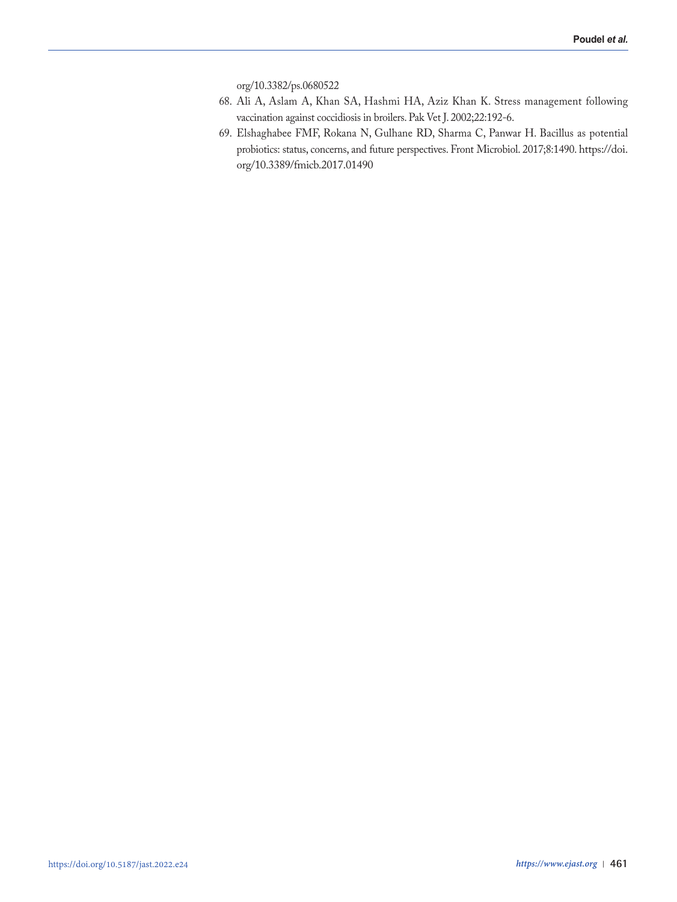org/10.3382/ps.0680522

68. Ali A, Aslam A, Khan SA, Hashmi HA, Aziz Khan K. Stress management following vaccination against coccidiosis in broilers. Pak Vet J. 2002;22:192-6.
69. Elshaghabee FMF, Rokana N, Gulhane RD, Sharma C, Panwar H. Bacillus as potential probiotics: status, concerns, and future perspectives. Front Microbiol. 2017;8:1490. https://doi.org/10.3389/fmicb.2017.01490